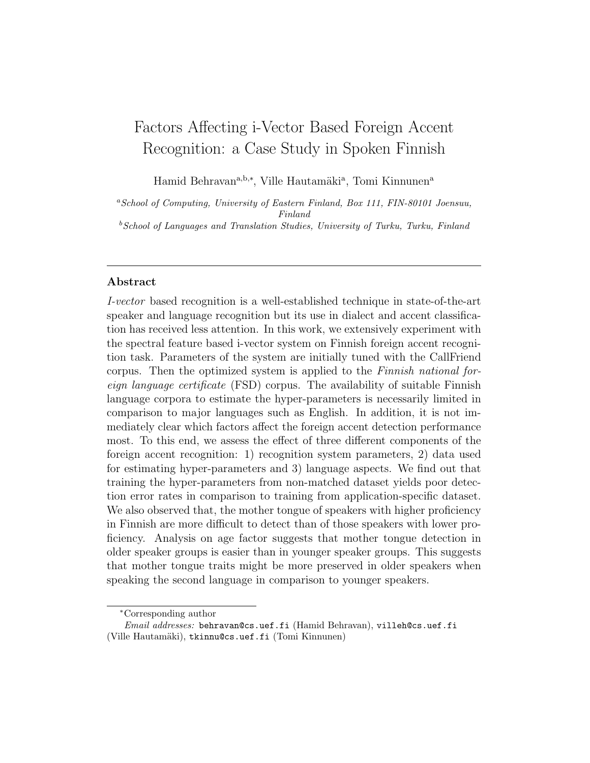# Factors Affecting i-Vector Based Foreign Accent Recognition: a Case Study in Spoken Finnish

Hamid Behravan[a,b,*], Ville Hautamäki[a], Tomi Kinnunen[a]

[a] *School of Computing, University of Eastern Finland, Box 111, FIN-80101 Joensuu, Finland*

[b] *School of Languages and Translation Studies, University of Turku, Turku, Finland*

---

## Abstract

*I-vector* based recognition is a well-established technique in state-of-the-art speaker and language recognition but its use in dialect and accent classification has received less attention. In this work, we extensively experiment with the spectral feature based i-vector system on Finnish foreign accent recognition task. Parameters of the system are initially tuned with the CallFriend corpus. Then the optimized system is applied to the *Finnish national foreign language certificate* (FSD) corpus. The availability of suitable Finnish language corpora to estimate the hyper-parameters is necessarily limited in comparison to major languages such as English. In addition, it is not immediately clear which factors affect the foreign accent detection performance most. To this end, we assess the effect of three different components of the foreign accent recognition: 1) recognition system parameters, 2) data used for estimating hyper-parameters and 3) language aspects. We find out that training the hyper-parameters from non-matched dataset yields poor detection error rates in comparison to training from application-specific dataset. We also observed that, the mother tongue of speakers with higher proficiency in Finnish are more difficult to detect than of those speakers with lower proficiency. Analysis on age factor suggests that mother tongue detection in older speaker groups is easier than in younger speaker groups. This suggests that mother tongue traits might be more preserved in older speakers when speaking the second language in comparison to younger speakers.

---

[*] Corresponding author

*Email addresses:* behravan@cs.uef.fi (Hamid Behravan), villeh@cs.uef.fi (Ville Hautamäki), tkinnu@cs.uef.fi (Tomi Kinnunen)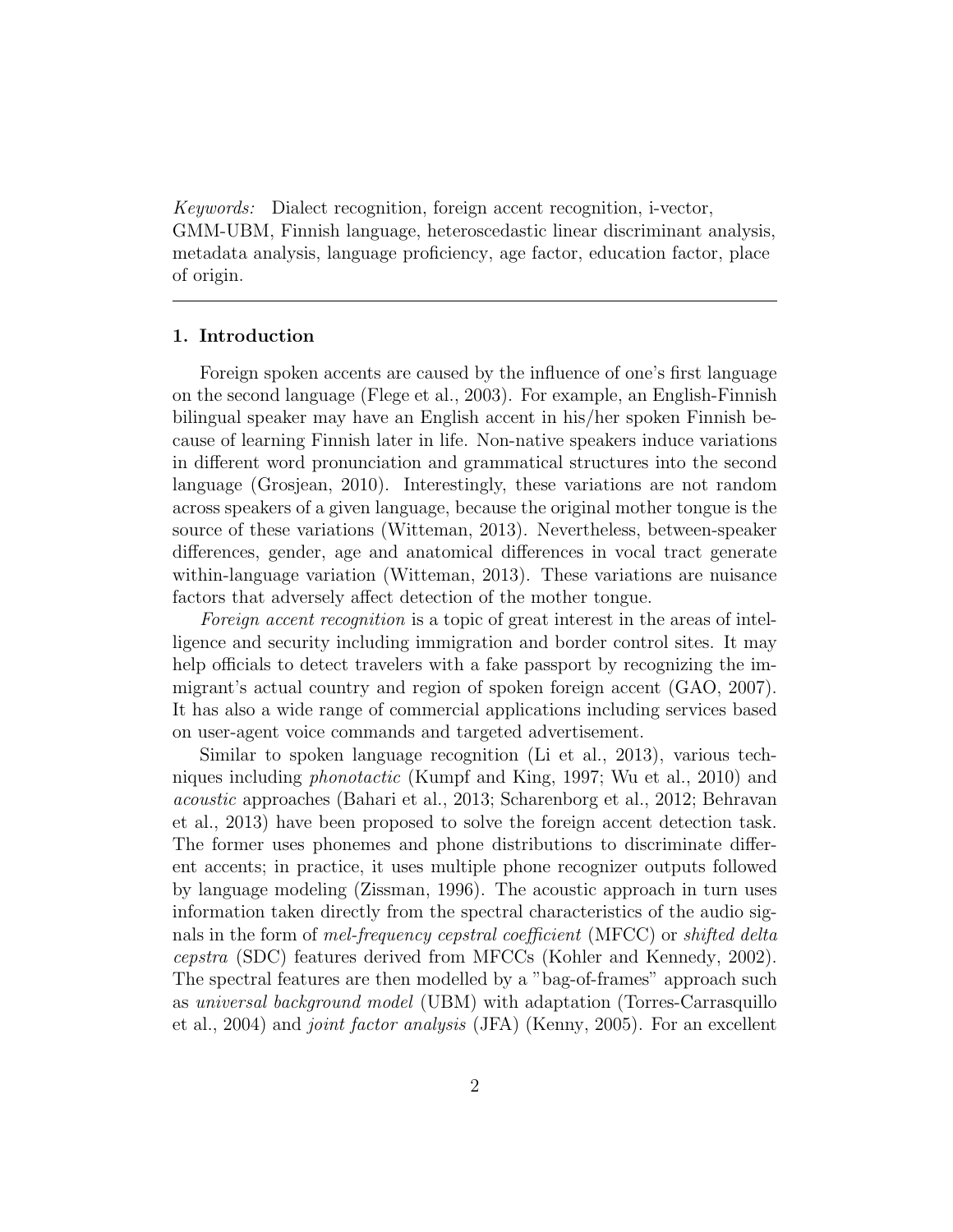*Keywords:* Dialect recognition, foreign accent recognition, i-vector, GMM-UBM, Finnish language, heteroscedastic linear discriminant analysis, metadata analysis, language proficiency, age factor, education factor, place of origin.

---

## 1. Introduction

Foreign spoken accents are caused by the influence of one's first language on the second language (Flege et al., 2003). For example, an English-Finnish bilingual speaker may have an English accent in his/her spoken Finnish because of learning Finnish later in life. Non-native speakers induce variations in different word pronunciation and grammatical structures into the second language (Grosjean, 2010). Interestingly, these variations are not random across speakers of a given language, because the original mother tongue is the source of these variations (Witteman, 2013). Nevertheless, between-speaker differences, gender, age and anatomical differences in vocal tract generate within-language variation (Witteman, 2013). These variations are nuisance factors that adversely affect detection of the mother tongue.

*Foreign accent recognition* is a topic of great interest in the areas of intelligence and security including immigration and border control sites. It may help officials to detect travelers with a fake passport by recognizing the immigrant's actual country and region of spoken foreign accent (GAO, 2007). It has also a wide range of commercial applications including services based on user-agent voice commands and targeted advertisement.

Similar to spoken language recognition (Li et al., 2013), various techniques including *phonotactic* (Kumpf and King, 1997; Wu et al., 2010) and *acoustic* approaches (Bahari et al., 2013; Scharenborg et al., 2012; Behravan et al., 2013) have been proposed to solve the foreign accent detection task. The former uses phonemes and phone distributions to discriminate different accents; in practice, it uses multiple phone recognizer outputs followed by language modeling (Zissman, 1996). The acoustic approach in turn uses information taken directly from the spectral characteristics of the audio signals in the form of *mel-frequency cepstral coefficient* (MFCC) or *shifted delta cepstra* (SDC) features derived from MFCCs (Kohler and Kennedy, 2002). The spectral features are then modelled by a "bag-of-frames" approach such as *universal background model* (UBM) with adaptation (Torres-Carrasquillo et al., 2004) and *joint factor analysis* (JFA) (Kenny, 2005). For an excellent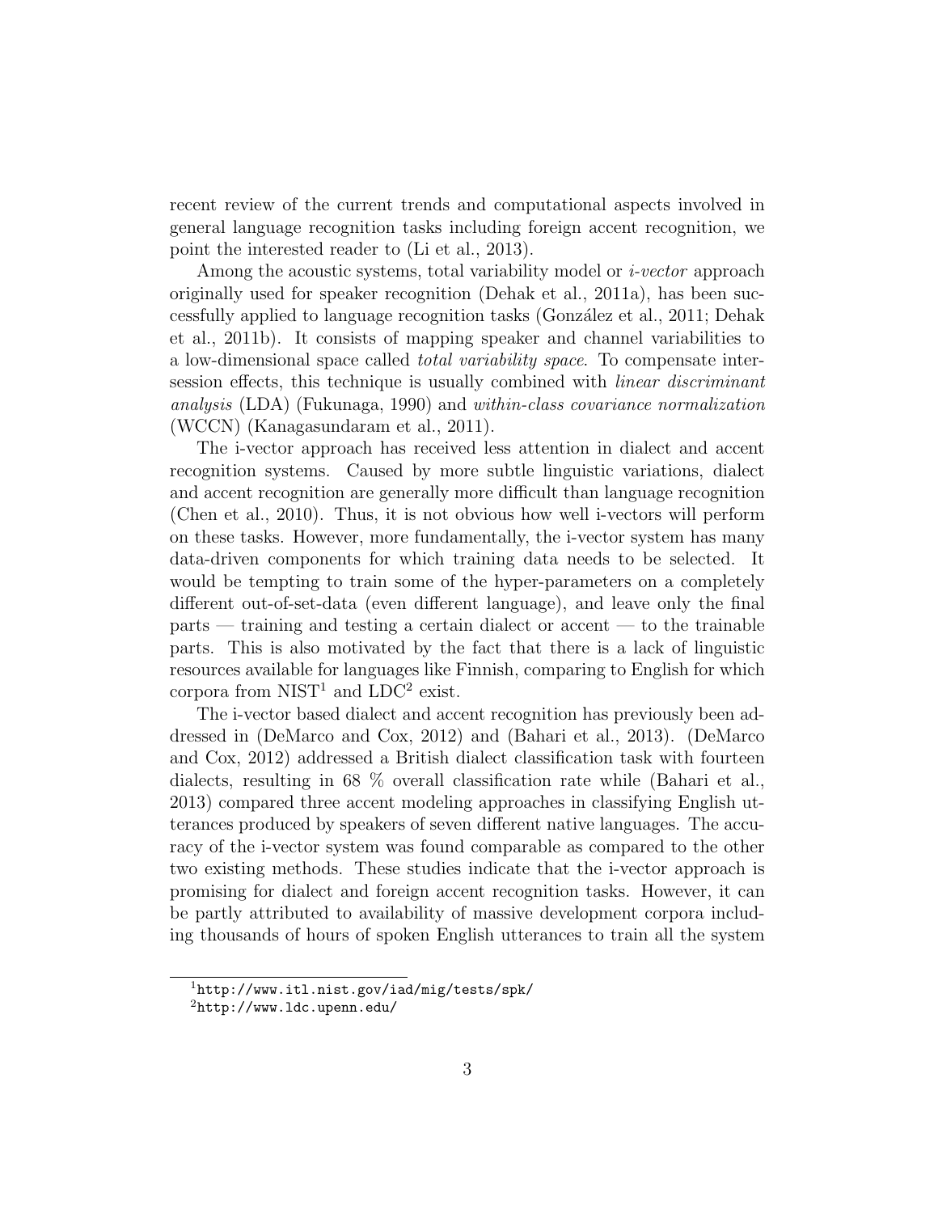recent review of the current trends and computational aspects involved in general language recognition tasks including foreign accent recognition, we point the interested reader to (Li et al., 2013).

Among the acoustic systems, total variability model or *i-vector* approach originally used for speaker recognition (Dehak et al., 2011a), has been successfully applied to language recognition tasks (González et al., 2011; Dehak et al., 2011b). It consists of mapping speaker and channel variabilities to a low-dimensional space called *total variability space*. To compensate intersession effects, this technique is usually combined with *linear discriminant analysis* (LDA) (Fukunaga, 1990) and *within-class covariance normalization* (WCCN) (Kanagasundaram et al., 2011).

The i-vector approach has received less attention in dialect and accent recognition systems. Caused by more subtle linguistic variations, dialect and accent recognition are generally more difficult than language recognition (Chen et al., 2010). Thus, it is not obvious how well i-vectors will perform on these tasks. However, more fundamentally, the i-vector system has many data-driven components for which training data needs to be selected. It would be tempting to train some of the hyper-parameters on a completely different out-of-set-data (even different language), and leave only the final parts — training and testing a certain dialect or accent — to the trainable parts. This is also motivated by the fact that there is a lack of linguistic resources available for languages like Finnish, comparing to English for which corpora from NIST[1] and LDC[2] exist.

The i-vector based dialect and accent recognition has previously been addressed in (DeMarco and Cox, 2012) and (Bahari et al., 2013). (DeMarco and Cox, 2012) addressed a British dialect classification task with fourteen dialects, resulting in 68 % overall classification rate while (Bahari et al., 2013) compared three accent modeling approaches in classifying English utterances produced by speakers of seven different native languages. The accuracy of the i-vector system was found comparable as compared to the other two existing methods. These studies indicate that the i-vector approach is promising for dialect and foreign accent recognition tasks. However, it can be partly attributed to availability of massive development corpora including thousands of hours of spoken English utterances to train all the system

[1] http://www.itl.nist.gov/iad/mig/tests/spk/

[2] http://www.ldc.upenn.edu/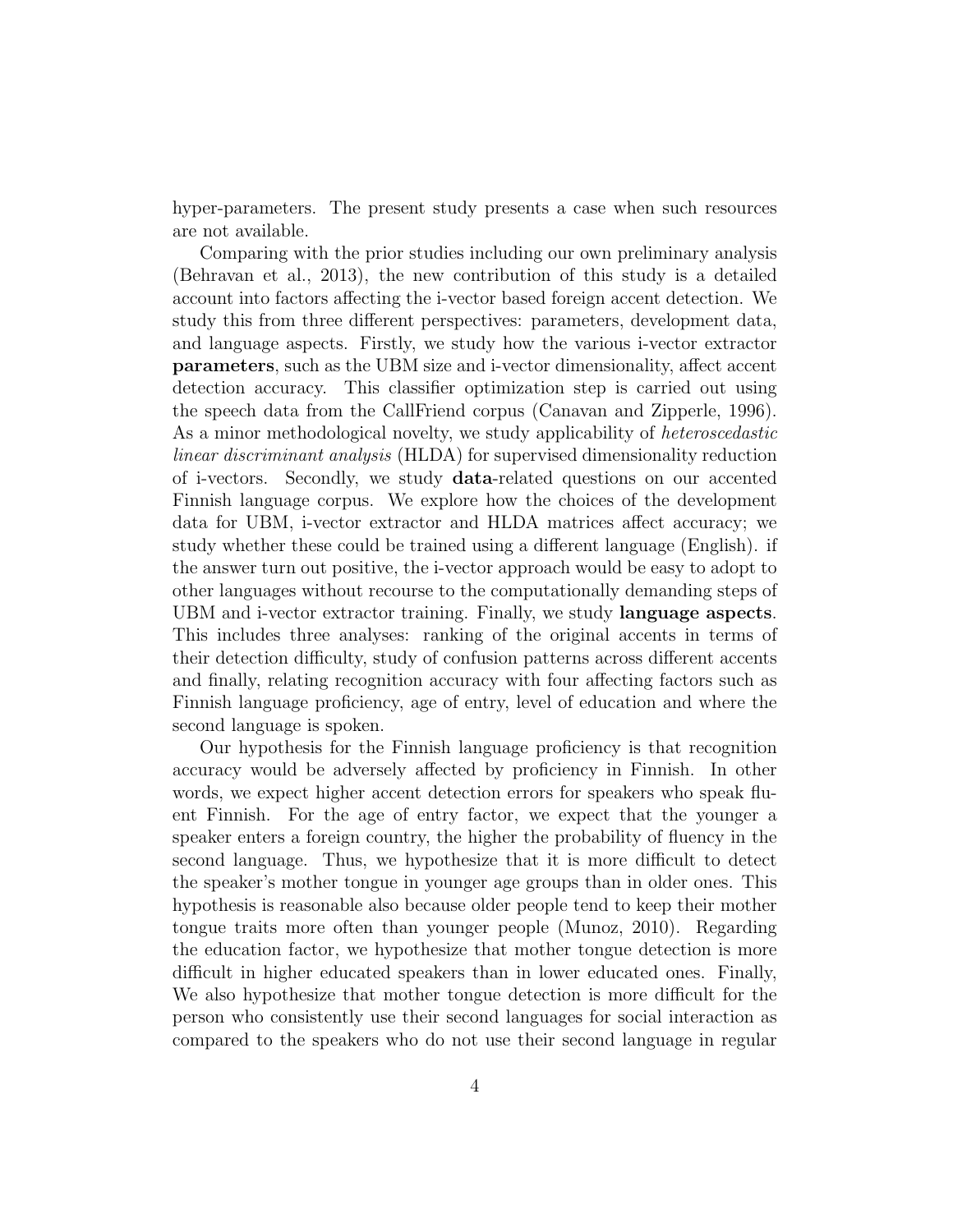hyper-parameters. The present study presents a case when such resources are not available.

Comparing with the prior studies including our own preliminary analysis (Behravan et al., 2013), the new contribution of this study is a detailed account into factors affecting the i-vector based foreign accent detection. We study this from three different perspectives: parameters, development data, and language aspects. Firstly, we study how the various i-vector extractor **parameters**, such as the UBM size and i-vector dimensionality, affect accent detection accuracy. This classifier optimization step is carried out using the speech data from the CallFriend corpus (Canavan and Zipperle, 1996). As a minor methodological novelty, we study applicability of *heteroscedastic linear discriminant analysis* (HLDA) for supervised dimensionality reduction of i-vectors. Secondly, we study **data**-related questions on our accented Finnish language corpus. We explore how the choices of the development data for UBM, i-vector extractor and HLDA matrices affect accuracy; we study whether these could be trained using a different language (English). if the answer turn out positive, the i-vector approach would be easy to adopt to other languages without recourse to the computationally demanding steps of UBM and i-vector extractor training. Finally, we study **language aspects**. This includes three analyses: ranking of the original accents in terms of their detection difficulty, study of confusion patterns across different accents and finally, relating recognition accuracy with four affecting factors such as Finnish language proficiency, age of entry, level of education and where the second language is spoken.

Our hypothesis for the Finnish language proficiency is that recognition accuracy would be adversely affected by proficiency in Finnish. In other words, we expect higher accent detection errors for speakers who speak fluent Finnish. For the age of entry factor, we expect that the younger a speaker enters a foreign country, the higher the probability of fluency in the second language. Thus, we hypothesize that it is more difficult to detect the speaker's mother tongue in younger age groups than in older ones. This hypothesis is reasonable also because older people tend to keep their mother tongue traits more often than younger people (Munoz, 2010). Regarding the education factor, we hypothesize that mother tongue detection is more difficult in higher educated speakers than in lower educated ones. Finally, We also hypothesize that mother tongue detection is more difficult for the person who consistently use their second languages for social interaction as compared to the speakers who do not use their second language in regular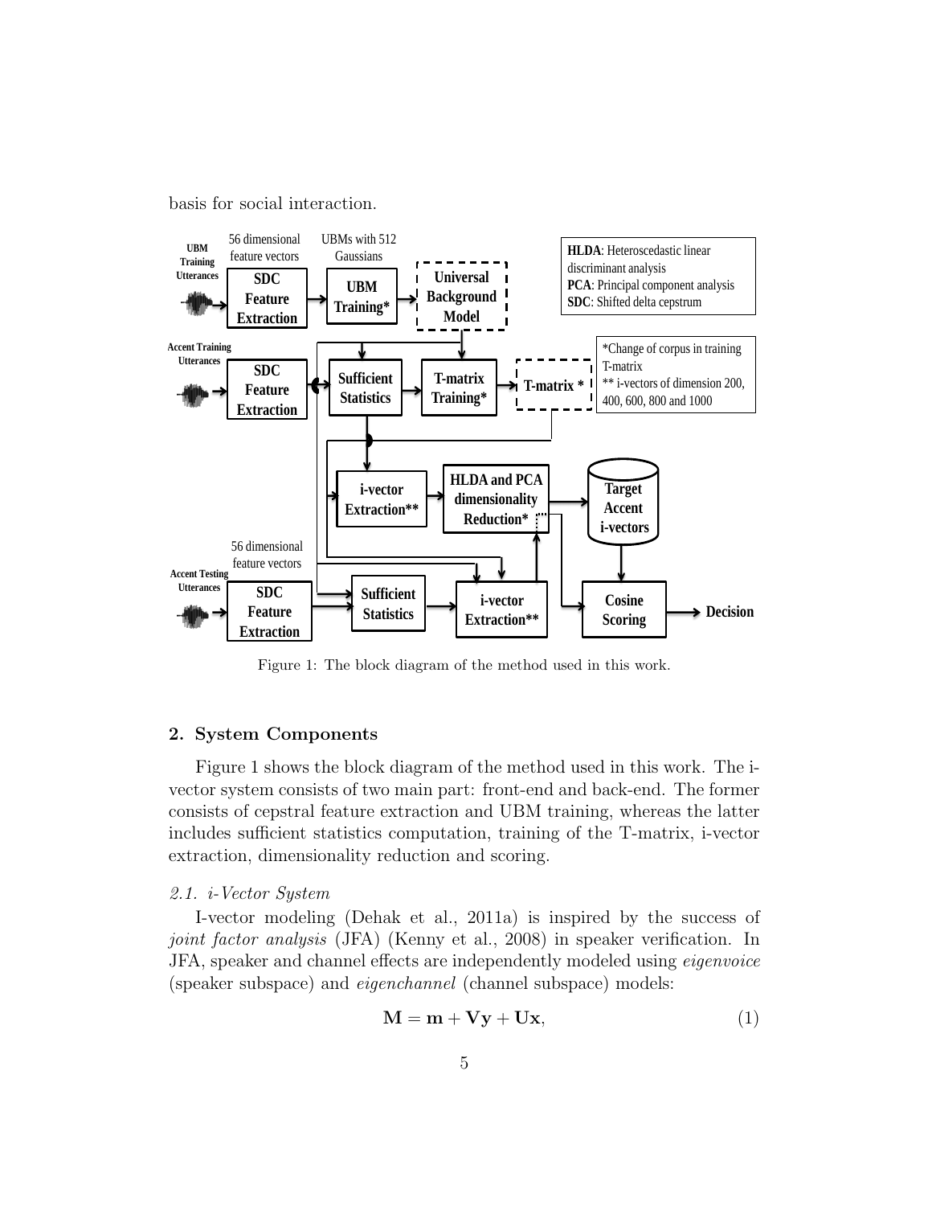basis for social interaction.

Figure 1: The block diagram of the method used in this work.

## 2. System Components

Figure 1 shows the block diagram of the method used in this work. The i-vector system consists of two main part: front-end and back-end. The former consists of cepstral feature extraction and UBM training, whereas the latter includes sufficient statistics computation, training of the T-matrix, i-vector extraction, dimensionality reduction and scoring.

### *2.1. i-Vector System*

I-vector modeling (Dehak et al., 2011a) is inspired by the success of *joint factor analysis* (JFA) (Kenny et al., 2008) in speaker verification. In JFA, speaker and channel effects are independently modeled using *eigenvoice* (speaker subspace) and *eigenchannel* (channel subspace) models:

$$\mathbf{M} = \mathbf{m} + \mathbf{V}\mathbf{y} + \mathbf{U}\mathbf{x}, \tag{1}$$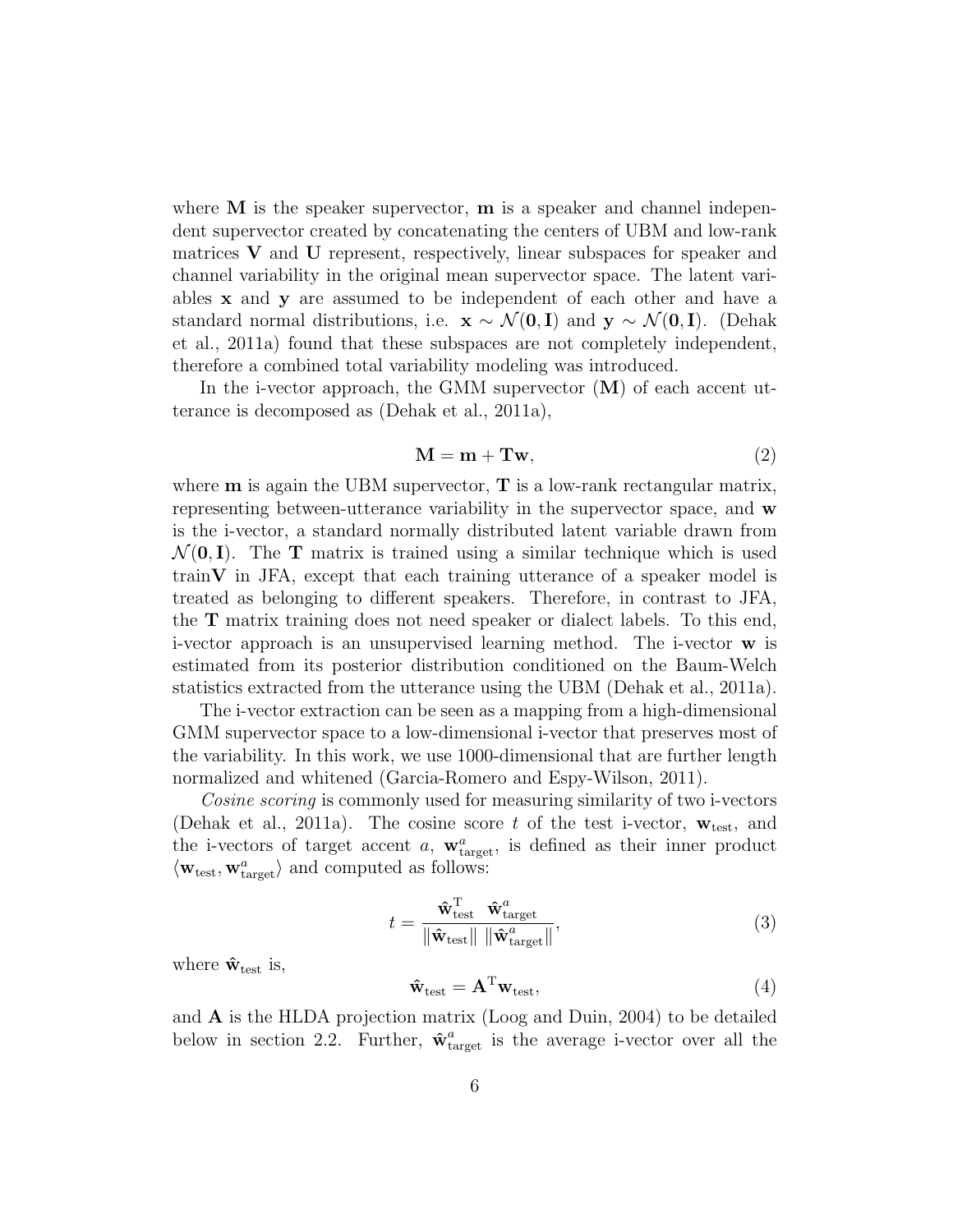where $\mathbf{M}$ is the speaker supervector, $\mathbf{m}$ is a speaker and channel independent supervector created by concatenating the centers of UBM and low-rank matrices $\mathbf{V}$ and $\mathbf{U}$ represent, respectively, linear subspaces for speaker and channel variability in the original mean supervector space. The latent variables $\mathbf{x}$ and $\mathbf{y}$ are assumed to be independent of each other and have a standard normal distributions, i.e. $\mathbf{x} \sim \mathcal{N}(\mathbf{0}, \mathbf{I})$ and $\mathbf{y} \sim \mathcal{N}(\mathbf{0}, \mathbf{I})$. (Dehak et al., 2011a) found that these subspaces are not completely independent, therefore a combined total variability modeling was introduced.

In the i-vector approach, the GMM supervector ($\mathbf{M}$) of each accent utterance is decomposed as (Dehak et al., 2011a),

$$\mathbf{M} = \mathbf{m} + \mathbf{T}\mathbf{w}, \tag{2}$$

where $\mathbf{m}$ is again the UBM supervector, $\mathbf{T}$ is a low-rank rectangular matrix, representing between-utterance variability in the supervector space, and $\mathbf{w}$ is the i-vector, a standard normally distributed latent variable drawn from $\mathcal{N}(\mathbf{0}, \mathbf{I})$. The $\mathbf{T}$ matrix is trained using a similar technique which is used train$\mathbf{V}$ in JFA, except that each training utterance of a speaker model is treated as belonging to different speakers. Therefore, in contrast to JFA, the $\mathbf{T}$ matrix training does not need speaker or dialect labels. To this end, i-vector approach is an unsupervised learning method. The i-vector $\mathbf{w}$ is estimated from its posterior distribution conditioned on the Baum-Welch statistics extracted from the utterance using the UBM (Dehak et al., 2011a).

The i-vector extraction can be seen as a mapping from a high-dimensional GMM supervector space to a low-dimensional i-vector that preserves most of the variability. In this work, we use 1000-dimensional that are further length normalized and whitened (Garcia-Romero and Espy-Wilson, 2011).

*Cosine scoring* is commonly used for measuring similarity of two i-vectors (Dehak et al., 2011a). The cosine score $t$ of the test i-vector, $\mathbf{w}_{\text{test}}$, and the i-vectors of target accent $a$, $\mathbf{w}^{a}_{\text{target}}$, is defined as their inner product $\langle \mathbf{w}_{\text{test}}, \mathbf{w}^{a}_{\text{target}} \rangle$ and computed as follows:

$$t = \frac{\hat{\mathbf{w}}^{\mathrm{T}}_{\text{test}} \;\; \hat{\mathbf{w}}^{a}_{\text{target}}}{\|\hat{\mathbf{w}}_{\text{test}}\| \; \|\hat{\mathbf{w}}^{a}_{\text{target}}\|}, \tag{3}$$

where $\hat{\mathbf{w}}_{\text{test}}$ is,

$$\hat{\mathbf{w}}_{\text{test}} = \mathbf{A}^{\mathrm{T}}\mathbf{w}_{\text{test}}, \tag{4}$$

and $\mathbf{A}$ is the HLDA projection matrix (Loog and Duin, 2004) to be detailed below in section 2.2. Further, $\hat{\mathbf{w}}^{a}_{\text{target}}$ is the average i-vector over all the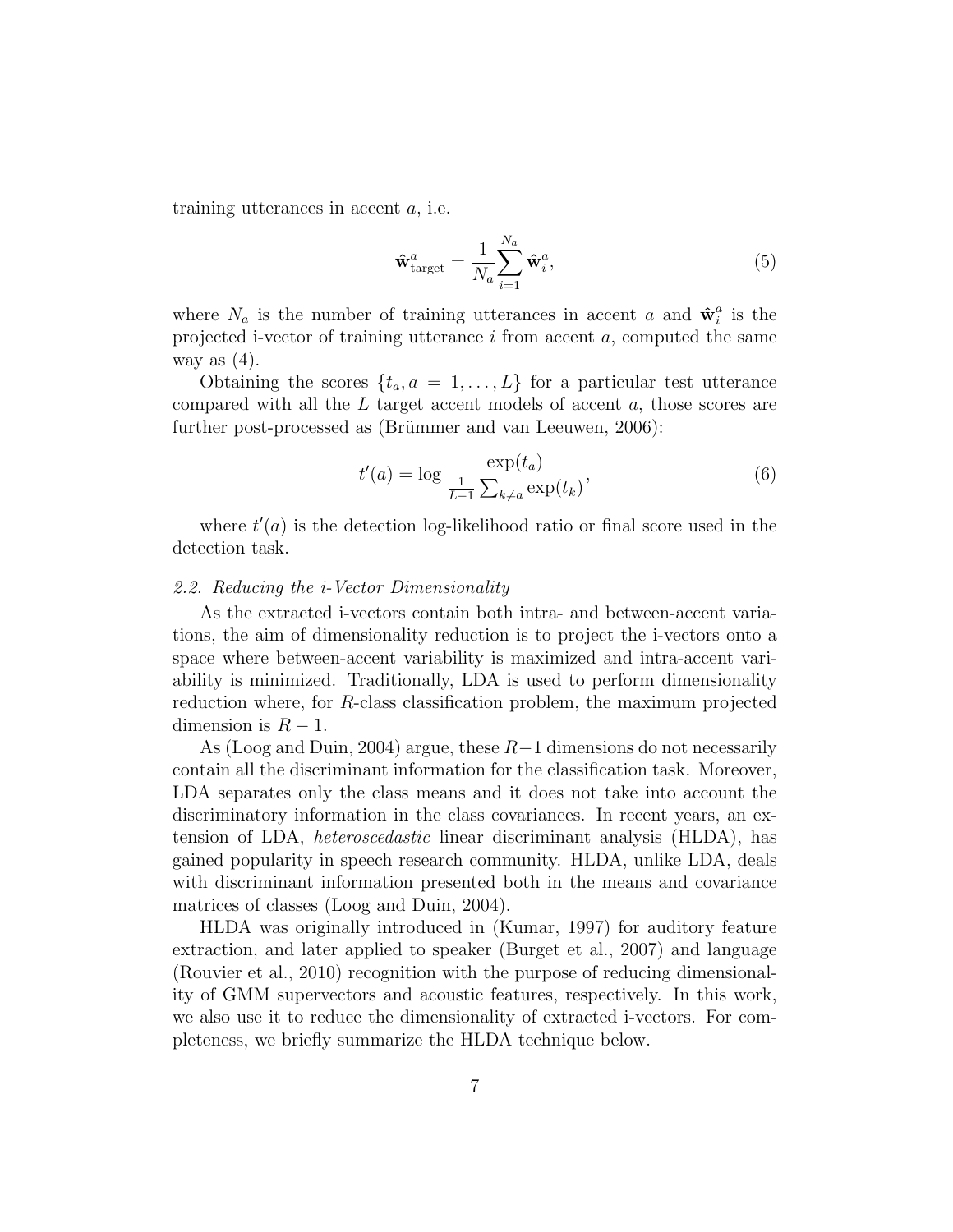training utterances in accent $a$, i.e.

$$\hat{\mathbf{w}}^a_{\text{target}} = \frac{1}{N_a}\sum_{i=1}^{N_a} \hat{\mathbf{w}}^a_i, \tag{5}$$

where $N_a$ is the number of training utterances in accent $a$ and $\hat{\mathbf{w}}^a_i$ is the projected i-vector of training utterance $i$ from accent $a$, computed the same way as (4).

Obtaining the scores $\{t_a, a = 1, \ldots, L\}$ for a particular test utterance compared with all the $L$ target accent models of accent $a$, those scores are further post-processed as (Brümmer and van Leeuwen, 2006):

$$t'(a) = \log \frac{\exp(t_a)}{\frac{1}{L-1}\sum_{k \neq a} \exp(t_k)}, \tag{6}$$

where $t'(a)$ is the detection log-likelihood ratio or final score used in the detection task.

### *2.2. Reducing the i-Vector Dimensionality*

As the extracted i-vectors contain both intra- and between-accent variations, the aim of dimensionality reduction is to project the i-vectors onto a space where between-accent variability is maximized and intra-accent variability is minimized. Traditionally, LDA is used to perform dimensionality reduction where, for $R$-class classification problem, the maximum projected dimension is $R - 1$.

As (Loog and Duin, 2004) argue, these $R-1$ dimensions do not necessarily contain all the discriminant information for the classification task. Moreover, LDA separates only the class means and it does not take into account the discriminatory information in the class covariances. In recent years, an extension of LDA, *heteroscedastic* linear discriminant analysis (HLDA), has gained popularity in speech research community. HLDA, unlike LDA, deals with discriminant information presented both in the means and covariance matrices of classes (Loog and Duin, 2004).

HLDA was originally introduced in (Kumar, 1997) for auditory feature extraction, and later applied to speaker (Burget et al., 2007) and language (Rouvier et al., 2010) recognition with the purpose of reducing dimensionality of GMM supervectors and acoustic features, respectively. In this work, we also use it to reduce the dimensionality of extracted i-vectors. For completeness, we briefly summarize the HLDA technique below.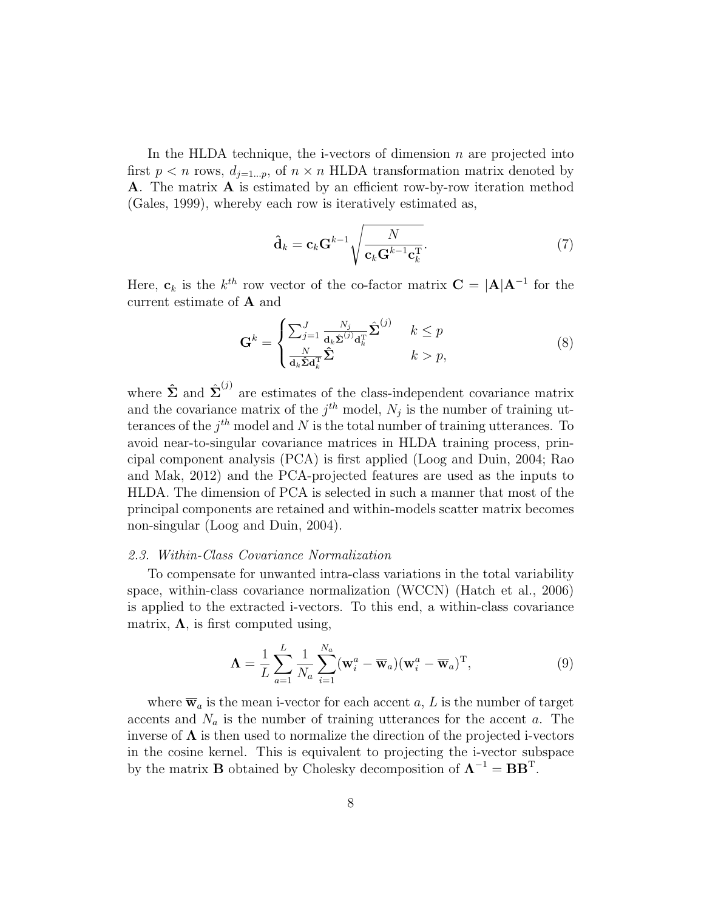In the HLDA technique, the i-vectors of dimension $n$ are projected into first $p < n$ rows, $d_{j=1...p}$, of $n \times n$ HLDA transformation matrix denoted by $\mathbf{A}$. The matrix $\mathbf{A}$ is estimated by an efficient row-by-row iteration method (Gales, 1999), whereby each row is iteratively estimated as,

$$\hat{\mathbf{d}}_k = \mathbf{c}_k \mathbf{G}^{k-1} \sqrt{\frac{N}{\mathbf{c}_k \mathbf{G}^{k-1} \mathbf{c}_k^{\mathrm{T}}}}. \tag{7}$$

Here, $\mathbf{c}_k$ is the $k^{th}$ row vector of the co-factor matrix $\mathbf{C} = |\mathbf{A}|\mathbf{A}^{-1}$ for the current estimate of $\mathbf{A}$ and

$$\mathbf{G}^k = \begin{cases} \sum_{j=1}^{J} \frac{N_j}{\mathbf{d}_k \hat{\boldsymbol{\Sigma}}^{(j)} \mathbf{d}_k^{\mathrm{T}}} \hat{\boldsymbol{\Sigma}}^{(j)} & k \leq p \\ \frac{N}{\mathbf{d}_k \hat{\boldsymbol{\Sigma}} \mathbf{d}_k^{\mathrm{T}}} \hat{\boldsymbol{\Sigma}} & k > p, \end{cases} \tag{8}$$

where $\hat{\boldsymbol{\Sigma}}$ and $\hat{\boldsymbol{\Sigma}}^{(j)}$ are estimates of the class-independent covariance matrix and the covariance matrix of the $j^{th}$ model, $N_j$ is the number of training utterances of the $j^{th}$ model and $N$ is the total number of training utterances. To avoid near-to-singular covariance matrices in HLDA training process, principal component analysis (PCA) is first applied (Loog and Duin, 2004; Rao and Mak, 2012) and the PCA-projected features are used as the inputs to HLDA. The dimension of PCA is selected in such a manner that most of the principal components are retained and within-models scatter matrix becomes non-singular (Loog and Duin, 2004).

### *2.3. Within-Class Covariance Normalization*

To compensate for unwanted intra-class variations in the total variability space, within-class covariance normalization (WCCN) (Hatch et al., 2006) is applied to the extracted i-vectors. To this end, a within-class covariance matrix, $\boldsymbol{\Lambda}$, is first computed using,

$$\boldsymbol{\Lambda} = \frac{1}{L} \sum_{a=1}^{L} \frac{1}{N_a} \sum_{i=1}^{N_a} (\mathbf{w}_i^a - \overline{\mathbf{w}}_a)(\mathbf{w}_i^a - \overline{\mathbf{w}}_a)^{\mathrm{T}}, \tag{9}$$

where $\overline{\mathbf{w}}_a$ is the mean i-vector for each accent $a$, $L$ is the number of target accents and $N_a$ is the number of training utterances for the accent $a$. The inverse of $\boldsymbol{\Lambda}$ is then used to normalize the direction of the projected i-vectors in the cosine kernel. This is equivalent to projecting the i-vector subspace by the matrix $\mathbf{B}$ obtained by Cholesky decomposition of $\boldsymbol{\Lambda}^{-1} = \mathbf{B}\mathbf{B}^{\mathrm{T}}$.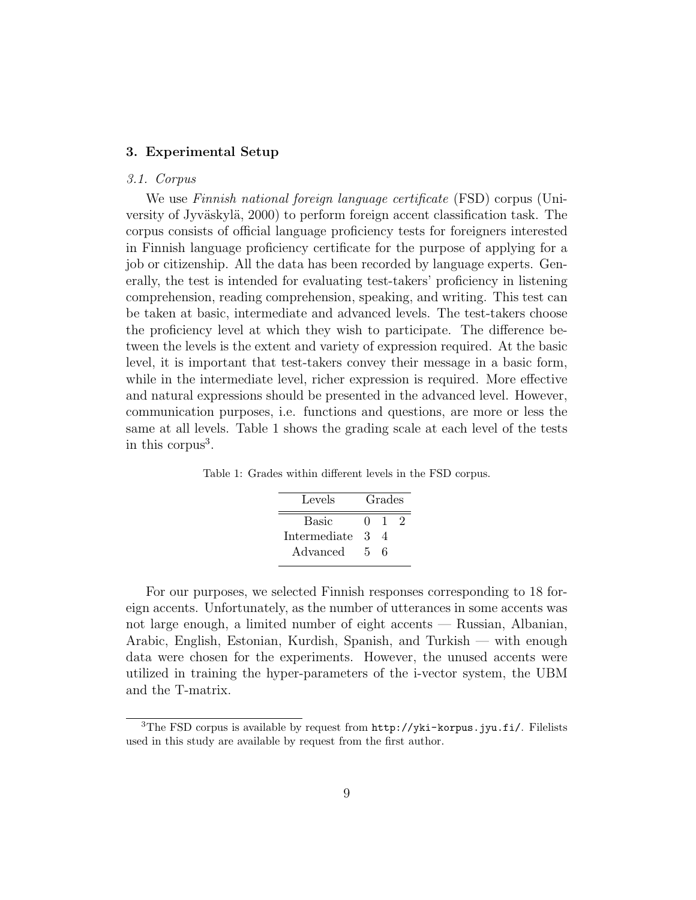## 3. Experimental Setup

### 3.1. Corpus

We use *Finnish national foreign language certificate* (FSD) corpus (University of Jyväskylä, 2000) to perform foreign accent classification task. The corpus consists of official language proficiency tests for foreigners interested in Finnish language proficiency certificate for the purpose of applying for a job or citizenship. All the data has been recorded by language experts. Generally, the test is intended for evaluating test-takers' proficiency in listening comprehension, reading comprehension, speaking, and writing. This test can be taken at basic, intermediate and advanced levels. The test-takers choose the proficiency level at which they wish to participate. The difference between the levels is the extent and variety of expression required. At the basic level, it is important that test-takers convey their message in a basic form, while in the intermediate level, richer expression is required. More effective and natural expressions should be presented in the advanced level. However, communication purposes, i.e. functions and questions, are more or less the same at all levels. Table 1 shows the grading scale at each level of the tests in this corpus[3].

Table 1: Grades within different levels in the FSD corpus.

| Levels | Grades | | |
|---|---|---|---|
| Basic | 0 | 1 | 2 |
| Intermediate | 3 | 4 | |
| Advanced | 5 | 6 | |

For our purposes, we selected Finnish responses corresponding to 18 foreign accents. Unfortunately, as the number of utterances in some accents was not large enough, a limited number of eight accents — Russian, Albanian, Arabic, English, Estonian, Kurdish, Spanish, and Turkish — with enough data were chosen for the experiments. However, the unused accents were utilized in training the hyper-parameters of the i-vector system, the UBM and the T-matrix.

[3] The FSD corpus is available by request from `http://yki-korpus.jyu.fi/`. Filelists used in this study are available by request from the first author.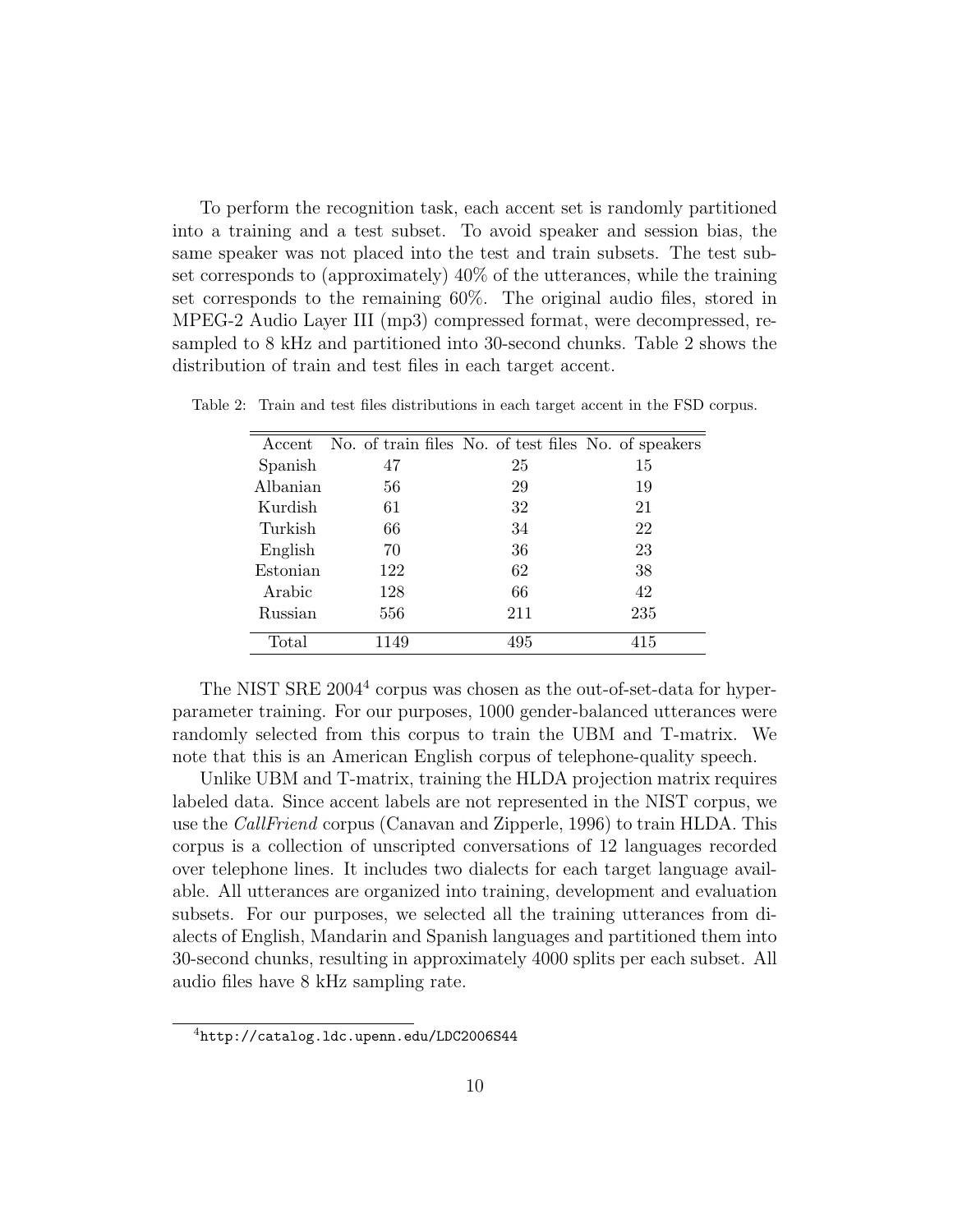To perform the recognition task, each accent set is randomly partitioned into a training and a test subset. To avoid speaker and session bias, the same speaker was not placed into the test and train subsets. The test subset corresponds to (approximately) 40% of the utterances, while the training set corresponds to the remaining 60%. The original audio files, stored in MPEG-2 Audio Layer III (mp3) compressed format, were decompressed, resampled to 8 kHz and partitioned into 30-second chunks. Table 2 shows the distribution of train and test files in each target accent.

Table 2: Train and test files distributions in each target accent in the FSD corpus.

| Accent | No. of train files | No. of test files | No. of speakers |
|---|---|---|---|
| Spanish | 47 | 25 | 15 |
| Albanian | 56 | 29 | 19 |
| Kurdish | 61 | 32 | 21 |
| Turkish | 66 | 34 | 22 |
| English | 70 | 36 | 23 |
| Estonian | 122 | 62 | 38 |
| Arabic | 128 | 66 | 42 |
| Russian | 556 | 211 | 235 |
| Total | 1149 | 495 | 415 |

The NIST SRE 2004[4] corpus was chosen as the out-of-set-data for hyperparameter training. For our purposes, 1000 gender-balanced utterances were randomly selected from this corpus to train the UBM and T-matrix. We note that this is an American English corpus of telephone-quality speech.

Unlike UBM and T-matrix, training the HLDA projection matrix requires labeled data. Since accent labels are not represented in the NIST corpus, we use the *CallFriend* corpus (Canavan and Zipperle, 1996) to train HLDA. This corpus is a collection of unscripted conversations of 12 languages recorded over telephone lines. It includes two dialects for each target language available. All utterances are organized into training, development and evaluation subsets. For our purposes, we selected all the training utterances from dialects of English, Mandarin and Spanish languages and partitioned them into 30-second chunks, resulting in approximately 4000 splits per each subset. All audio files have 8 kHz sampling rate.

[4] `http://catalog.ldc.upenn.edu/LDC2006S44`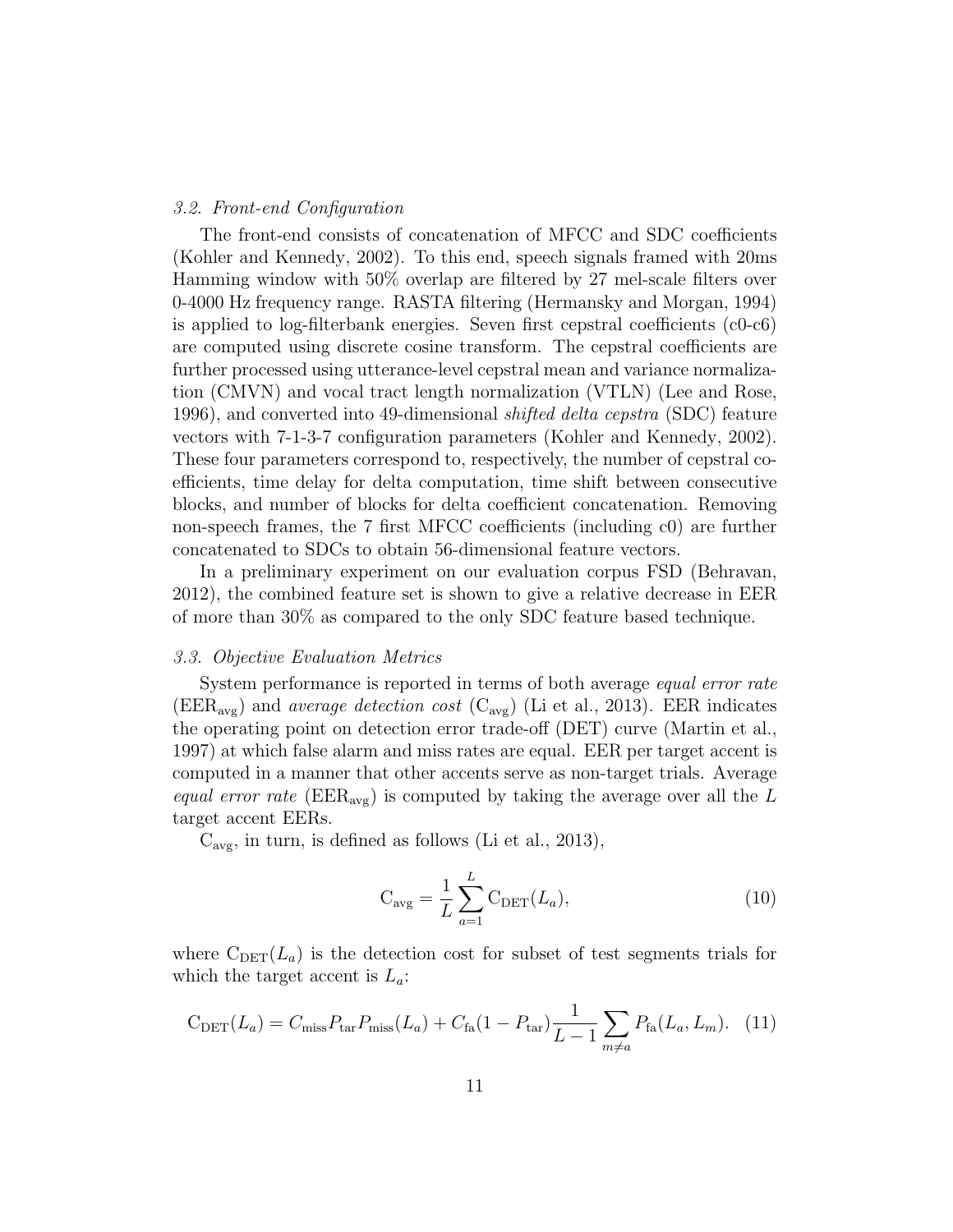### *3.2. Front-end Configuration*

The front-end consists of concatenation of MFCC and SDC coefficients (Kohler and Kennedy, 2002). To this end, speech signals framed with 20ms Hamming window with 50% overlap are filtered by 27 mel-scale filters over 0-4000 Hz frequency range. RASTA filtering (Hermansky and Morgan, 1994) is applied to log-filterbank energies. Seven first cepstral coefficients (c0-c6) are computed using discrete cosine transform. The cepstral coefficients are further processed using utterance-level cepstral mean and variance normalization (CMVN) and vocal tract length normalization (VTLN) (Lee and Rose, 1996), and converted into 49-dimensional *shifted delta cepstra* (SDC) feature vectors with 7-1-3-7 configuration parameters (Kohler and Kennedy, 2002). These four parameters correspond to, respectively, the number of cepstral coefficients, time delay for delta computation, time shift between consecutive blocks, and number of blocks for delta coefficient concatenation. Removing non-speech frames, the 7 first MFCC coefficients (including c0) are further concatenated to SDCs to obtain 56-dimensional feature vectors.

In a preliminary experiment on our evaluation corpus FSD (Behravan, 2012), the combined feature set is shown to give a relative decrease in EER of more than 30% as compared to the only SDC feature based technique.

### *3.3. Objective Evaluation Metrics*

System performance is reported in terms of both average *equal error rate* ($\text{EER}_{\text{avg}}$) and *average detection cost* ($\text{C}_{\text{avg}}$) (Li et al., 2013). EER indicates the operating point on detection error trade-off (DET) curve (Martin et al., 1997) at which false alarm and miss rates are equal. EER per target accent is computed in a manner that other accents serve as non-target trials. Average *equal error rate* ($\text{EER}_{\text{avg}}$) is computed by taking the average over all the $L$ target accent EERs.

$\text{C}_{\text{avg}}$, in turn, is defined as follows (Li et al., 2013),

$$\text{C}_{\text{avg}} = \frac{1}{L} \sum_{a=1}^{L} \text{C}_{\text{DET}}(L_a), \tag{10}$$

where $\text{C}_{\text{DET}}(L_a)$ is the detection cost for subset of test segments trials for which the target accent is $L_a$:

$$\text{C}_{\text{DET}}(L_a) = C_{\text{miss}} P_{\text{tar}} P_{\text{miss}}(L_a) + C_{\text{fa}}(1 - P_{\text{tar}}) \frac{1}{L-1} \sum_{m \neq a} P_{\text{fa}}(L_a, L_m). \tag{11}$$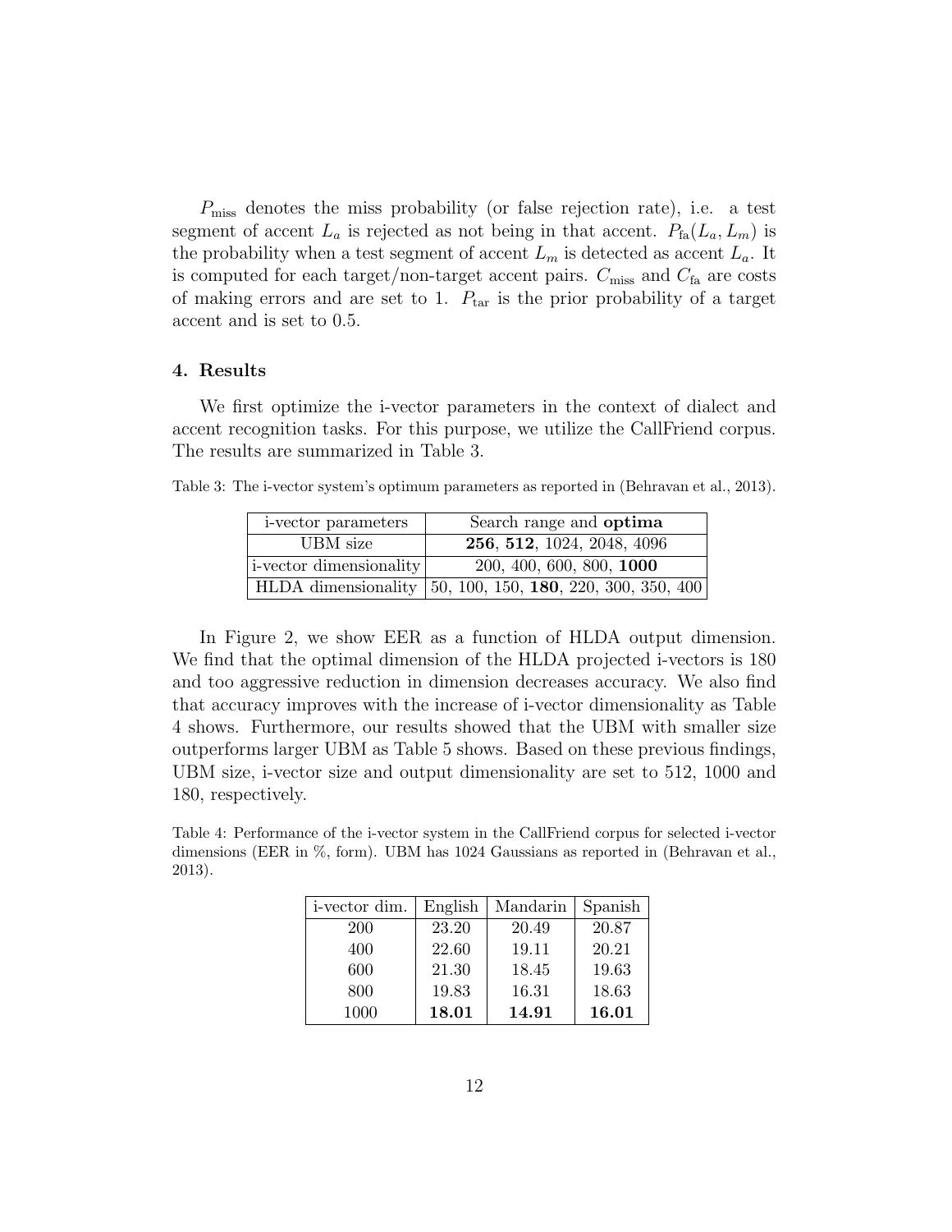$P_{\text{miss}}$ denotes the miss probability (or false rejection rate), i.e. a test segment of accent $L_a$ is rejected as not being in that accent. $P_{\text{fa}}(L_a, L_m)$ is the probability when a test segment of accent $L_m$ is detected as accent $L_a$. It is computed for each target/non-target accent pairs. $C_{\text{miss}}$ and $C_{\text{fa}}$ are costs of making errors and are set to 1. $P_{\text{tar}}$ is the prior probability of a target accent and is set to 0.5.

### 4. Results

We first optimize the i-vector parameters in the context of dialect and accent recognition tasks. For this purpose, we utilize the CallFriend corpus. The results are summarized in Table 3.

Table 3: The i-vector system's optimum parameters as reported in (Behravan et al., 2013).

| i-vector parameters | Search range and **optima** |
|---|---|
| UBM size | **256**, **512**, 1024, 2048, 4096 |
| i-vector dimensionality | 200, 400, 600, 800, **1000** |
| HLDA dimensionality | 50, 100, 150, **180**, 220, 300, 350, 400 |

In Figure 2, we show EER as a function of HLDA output dimension. We find that the optimal dimension of the HLDA projected i-vectors is 180 and too aggressive reduction in dimension decreases accuracy. We also find that accuracy improves with the increase of i-vector dimensionality as Table 4 shows. Furthermore, our results showed that the UBM with smaller size outperforms larger UBM as Table 5 shows. Based on these previous findings, UBM size, i-vector size and output dimensionality are set to 512, 1000 and 180, respectively.

Table 4: Performance of the i-vector system in the CallFriend corpus for selected i-vector dimensions (EER in %, form). UBM has 1024 Gaussians as reported in (Behravan et al., 2013).

| i-vector dim. | English | Mandarin | Spanish |
|---|---|---|---|
| 200 | 23.20 | 20.49 | 20.87 |
| 400 | 22.60 | 19.11 | 20.21 |
| 600 | 21.30 | 18.45 | 19.63 |
| 800 | 19.83 | 16.31 | 18.63 |
| 1000 | **18.01** | **14.91** | **16.01** |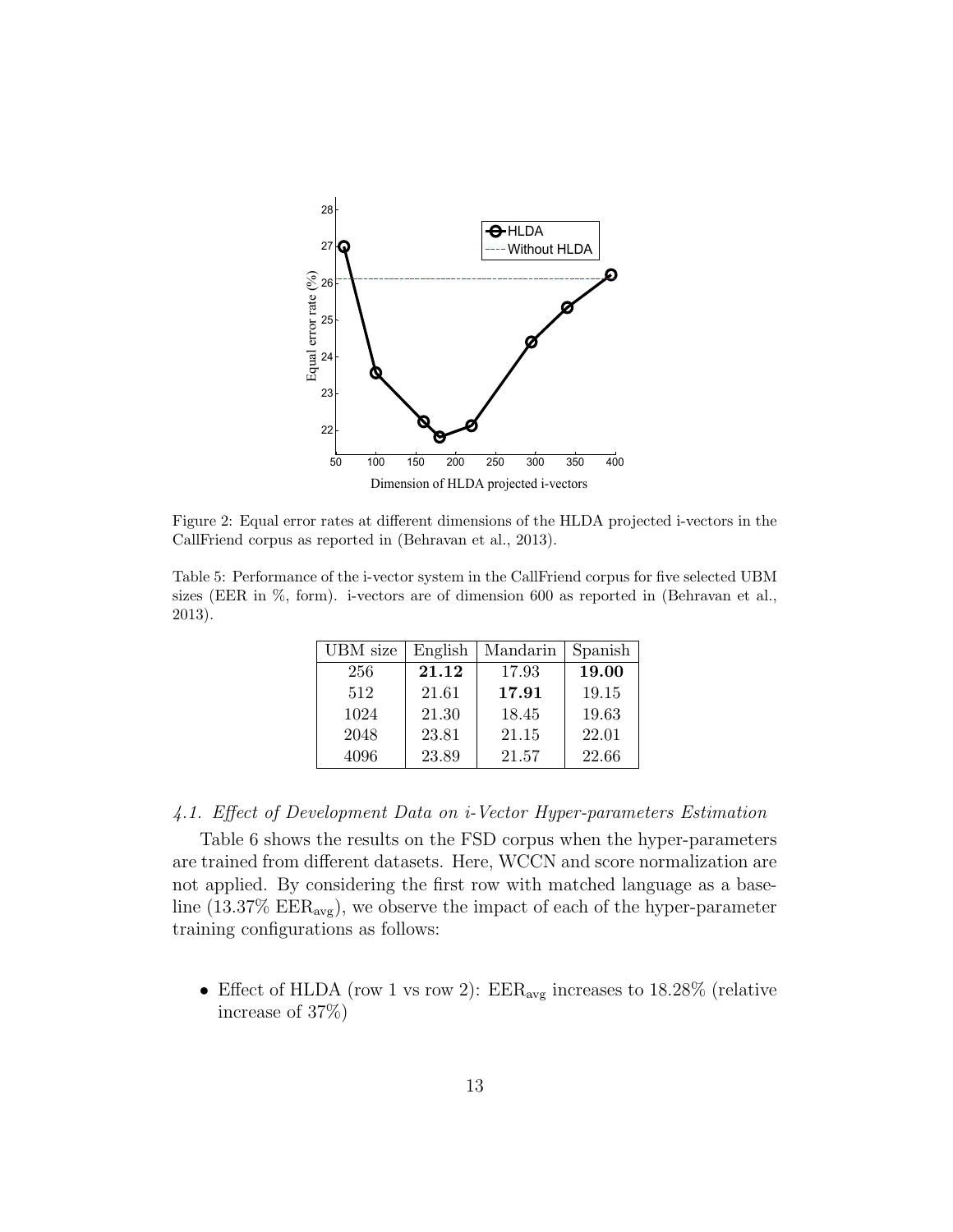Figure 2: Equal error rates at different dimensions of the HLDA projected i-vectors in the CallFriend corpus as reported in (Behravan et al., 2013).

Table 5: Performance of the i-vector system in the CallFriend corpus for five selected UBM sizes (EER in %, form). i-vectors are of dimension 600 as reported in (Behravan et al., 2013).

| UBM size | English | Mandarin | Spanish |
| --- | --- | --- | --- |
| 256 | **21.12** | 17.93 | **19.00** |
| 512 | 21.61 | **17.91** | 19.15 |
| 1024 | 21.30 | 18.45 | 19.63 |
| 2048 | 23.81 | 21.15 | 22.01 |
| 4096 | 23.89 | 21.57 | 22.66 |

### *4.1. Effect of Development Data on i-Vector Hyper-parameters Estimation*

Table 6 shows the results on the FSD corpus when the hyper-parameters are trained from different datasets. Here, WCCN and score normalization are not applied. By considering the first row with matched language as a baseline (13.37% $\text{EER}_{\text{avg}}$), we observe the impact of each of the hyper-parameter training configurations as follows:

- Effect of HLDA (row 1 vs row 2): $\text{EER}_{\text{avg}}$ increases to 18.28% (relative increase of 37%)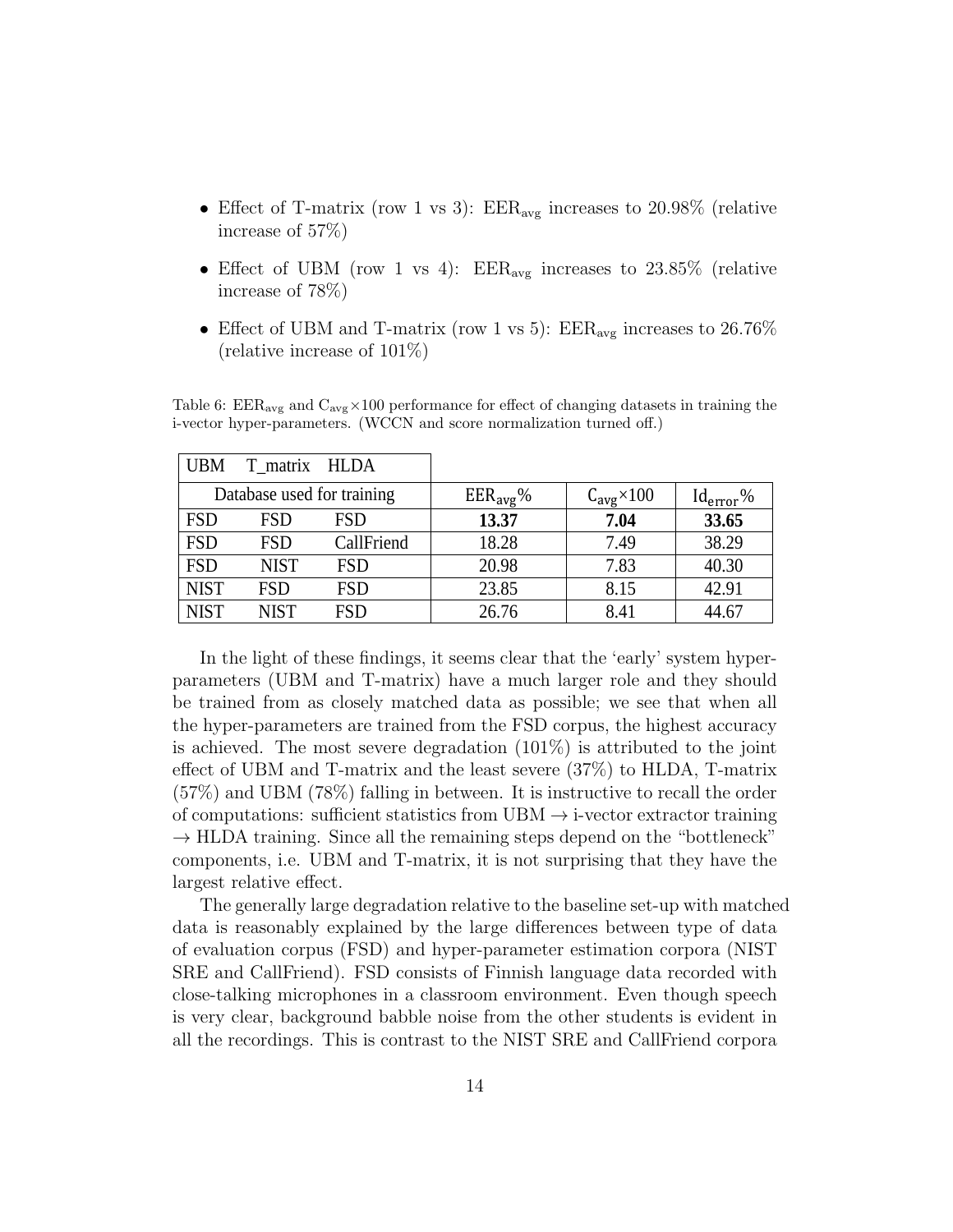- Effect of T-matrix (row 1 vs 3): $\text{EER}_{\text{avg}}$ increases to 20.98% (relative increase of 57%)
- Effect of UBM (row 1 vs 4): $\text{EER}_{\text{avg}}$ increases to 23.85% (relative increase of 78%)
- Effect of UBM and T-matrix (row 1 vs 5): $\text{EER}_{\text{avg}}$ increases to 26.76% (relative increase of 101%)

Table 6: $\text{EER}_{\text{avg}}$ and $\text{C}_{\text{avg}}\times 100$ performance for effect of changing datasets in training the i-vector hyper-parameters. (WCCN and score normalization turned off.)

| UBM | T_matrix | HLDA | | | |
|---|---|---|---|---|---|
| Database used for training | | | $\text{EER}_{\text{avg}}\%$ | $\text{C}_{\text{avg}}\times 100$ | $\text{Id}_{\text{error}}\%$ |
| FSD | FSD | FSD | **13.37** | **7.04** | **33.65** |
| FSD | FSD | CallFriend | 18.28 | 7.49 | 38.29 |
| FSD | NIST | FSD | 20.98 | 7.83 | 40.30 |
| NIST | FSD | FSD | 23.85 | 8.15 | 42.91 |
| NIST | NIST | FSD | 26.76 | 8.41 | 44.67 |

In the light of these findings, it seems clear that the 'early' system hyper-parameters (UBM and T-matrix) have a much larger role and they should be trained from as closely matched data as possible; we see that when all the hyper-parameters are trained from the FSD corpus, the highest accuracy is achieved. The most severe degradation (101%) is attributed to the joint effect of UBM and T-matrix and the least severe (37%) to HLDA, T-matrix (57%) and UBM (78%) falling in between. It is instructive to recall the order of computations: sufficient statistics from UBM $\rightarrow$ i-vector extractor training $\rightarrow$ HLDA training. Since all the remaining steps depend on the "bottleneck" components, i.e. UBM and T-matrix, it is not surprising that they have the largest relative effect.

The generally large degradation relative to the baseline set-up with matched data is reasonably explained by the large differences between type of data of evaluation corpus (FSD) and hyper-parameter estimation corpora (NIST SRE and CallFriend). FSD consists of Finnish language data recorded with close-talking microphones in a classroom environment. Even though speech is very clear, background babble noise from the other students is evident in all the recordings. This is contrast to the NIST SRE and CallFriend corpora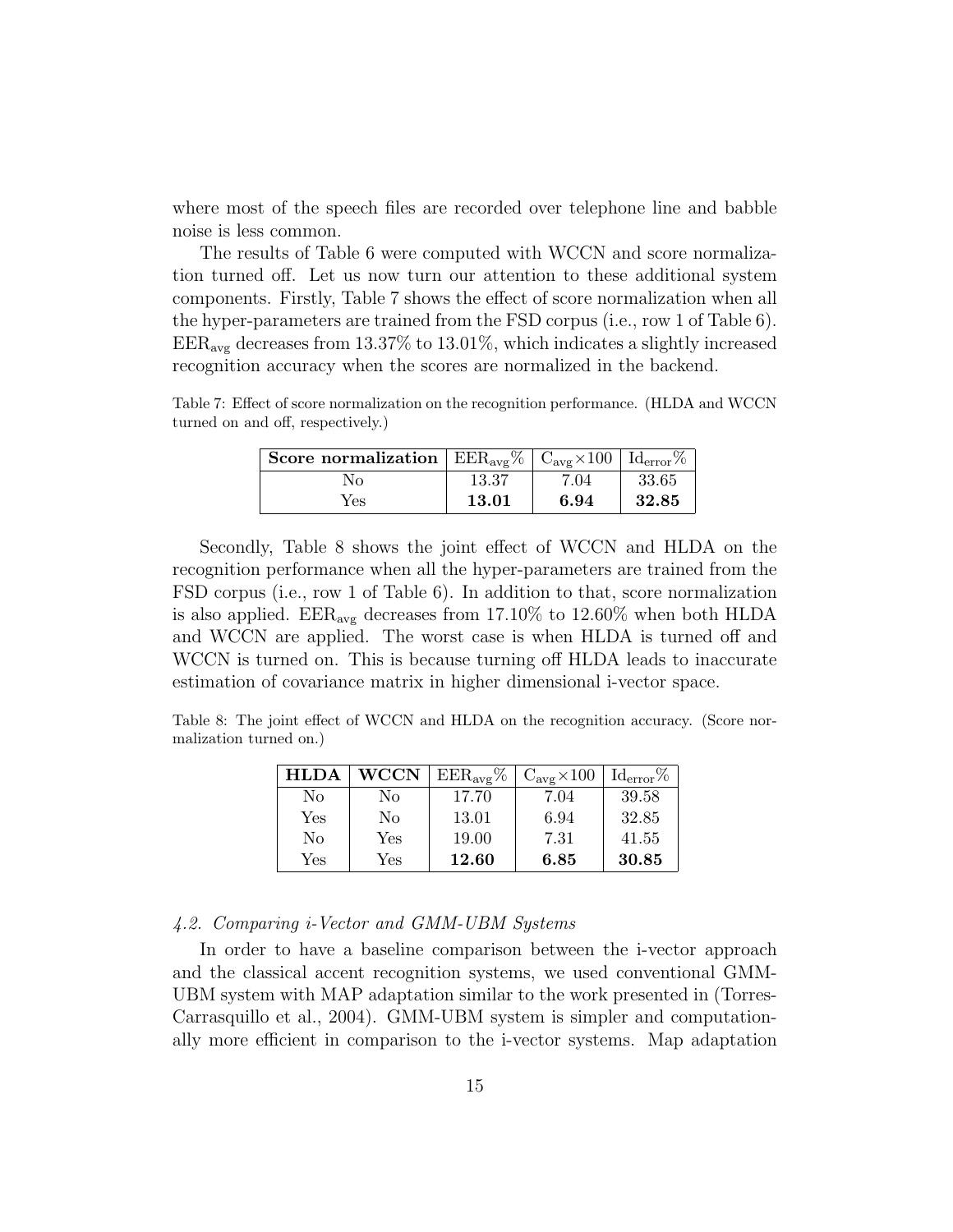where most of the speech files are recorded over telephone line and babble noise is less common.

The results of Table 6 were computed with WCCN and score normalization turned off. Let us now turn our attention to these additional system components. Firstly, Table 7 shows the effect of score normalization when all the hyper-parameters are trained from the FSD corpus (i.e., row 1 of Table 6). $\mathrm{EER}_{\mathrm{avg}}$ decreases from 13.37% to 13.01%, which indicates a slightly increased recognition accuracy when the scores are normalized in the backend.

Table 7: Effect of score normalization on the recognition performance. (HLDA and WCCN turned on and off, respectively.)

| **Score normalization** | $\mathrm{EER}_{\mathrm{avg}}$% | $\mathrm{C}_{\mathrm{avg}}\times 100$ | $\mathrm{Id}_{\mathrm{error}}$% |
|---|---|---|---|
| No | 13.37 | 7.04 | 33.65 |
| Yes | **13.01** | **6.94** | **32.85** |

Secondly, Table 8 shows the joint effect of WCCN and HLDA on the recognition performance when all the hyper-parameters are trained from the FSD corpus (i.e., row 1 of Table 6). In addition to that, score normalization is also applied. $\mathrm{EER}_{\mathrm{avg}}$ decreases from 17.10% to 12.60% when both HLDA and WCCN are applied. The worst case is when HLDA is turned off and WCCN is turned on. This is because turning off HLDA leads to inaccurate estimation of covariance matrix in higher dimensional i-vector space.

Table 8: The joint effect of WCCN and HLDA on the recognition accuracy. (Score normalization turned on.)

| **HLDA** | **WCCN** | $\mathrm{EER}_{\mathrm{avg}}$% | $\mathrm{C}_{\mathrm{avg}}\times 100$ | $\mathrm{Id}_{\mathrm{error}}$% |
|---|---|---|---|---|
| No | No | 17.70 | 7.04 | 39.58 |
| Yes | No | 13.01 | 6.94 | 32.85 |
| No | Yes | 19.00 | 7.31 | 41.55 |
| Yes | Yes | **12.60** | **6.85** | **30.85** |

### *4.2. Comparing i-Vector and GMM-UBM Systems*

In order to have a baseline comparison between the i-vector approach and the classical accent recognition systems, we used conventional GMM-UBM system with MAP adaptation similar to the work presented in (Torres-Carrasquillo et al., 2004). GMM-UBM system is simpler and computationally more efficient in comparison to the i-vector systems. Map adaptation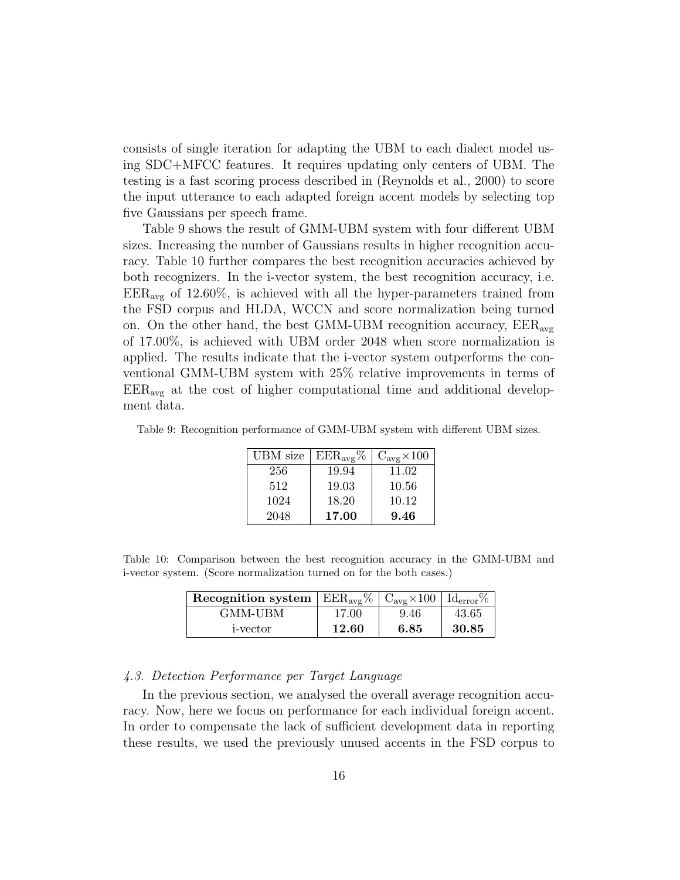consists of single iteration for adapting the UBM to each dialect model using SDC+MFCC features. It requires updating only centers of UBM. The testing is a fast scoring process described in (Reynolds et al., 2000) to score the input utterance to each adapted foreign accent models by selecting top five Gaussians per speech frame.

Table 9 shows the result of GMM-UBM system with four different UBM sizes. Increasing the number of Gaussians results in higher recognition accuracy. Table 10 further compares the best recognition accuracies achieved by both recognizers. In the i-vector system, the best recognition accuracy, i.e. $\text{EER}_{\text{avg}}$ of 12.60%, is achieved with all the hyper-parameters trained from the FSD corpus and HLDA, WCCN and score normalization being turned on. On the other hand, the best GMM-UBM recognition accuracy, $\text{EER}_{\text{avg}}$ of 17.00%, is achieved with UBM order 2048 when score normalization is applied. The results indicate that the i-vector system outperforms the conventional GMM-UBM system with 25% relative improvements in terms of $\text{EER}_{\text{avg}}$ at the cost of higher computational time and additional development data.

Table 9: Recognition performance of GMM-UBM system with different UBM sizes.

| UBM size | $\text{EER}_{\text{avg}}$% | $\text{C}_{\text{avg}}\times 100$ |
|---|---|---|
| 256 | 19.94 | 11.02 |
| 512 | 19.03 | 10.56 |
| 1024 | 18.20 | 10.12 |
| 2048 | **17.00** | **9.46** |

Table 10: Comparison between the best recognition accuracy in the GMM-UBM and i-vector system. (Score normalization turned on for the both cases.)

| **Recognition system** | $\text{EER}_{\text{avg}}$% | $\text{C}_{\text{avg}}\times 100$ | $\text{Id}_{\text{error}}$% |
|---|---|---|---|
| GMM-UBM | 17.00 | 9.46 | 43.65 |
| i-vector | **12.60** | **6.85** | **30.85** |

### *4.3. Detection Performance per Target Language*

In the previous section, we analysed the overall average recognition accuracy. Now, here we focus on performance for each individual foreign accent. In order to compensate the lack of sufficient development data in reporting these results, we used the previously unused accents in the FSD corpus to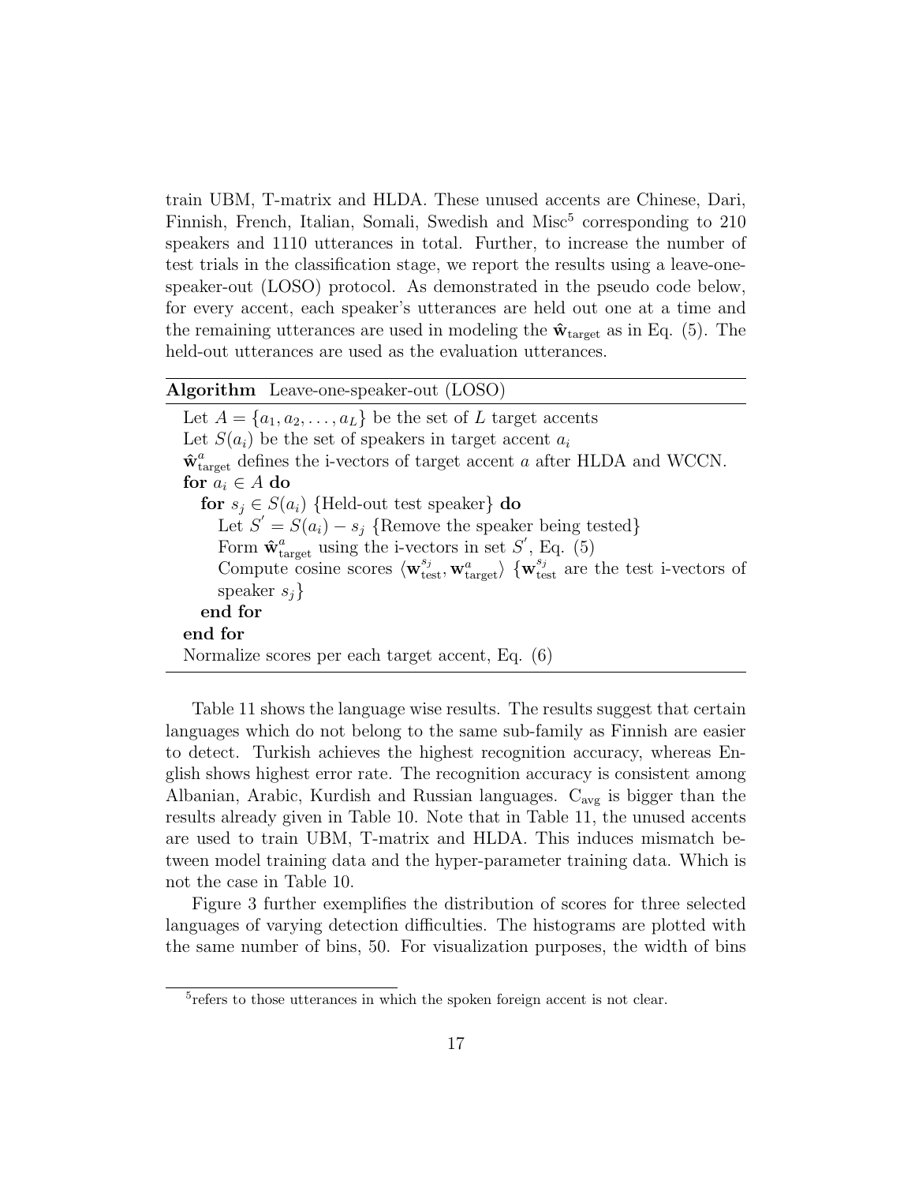train UBM, T-matrix and HLDA. These unused accents are Chinese, Dari, Finnish, French, Italian, Somali, Swedish and Misc[5] corresponding to 210 speakers and 1110 utterances in total. Further, to increase the number of test trials in the classification stage, we report the results using a leave-one-speaker-out (LOSO) protocol. As demonstrated in the pseudo code below, for every accent, each speaker's utterances are held out one at a time and the remaining utterances are used in modeling the $\hat{\mathbf{w}}_{\text{target}}$ as in Eq. (5). The held-out utterances are used as the evaluation utterances.

---

**Algorithm** Leave-one-speaker-out (LOSO)

---

Let $A = \{a_1, a_2, \ldots, a_L\}$ be the set of $L$ target accents  
Let $S(a_i)$ be the set of speakers in target accent $a_i$  
$\hat{\mathbf{w}}^a_{\text{target}}$ defines the i-vectors of target accent $a$ after HLDA and WCCN.  
**for** $a_i \in A$ **do**  
&nbsp;&nbsp;&nbsp;&nbsp;**for** $s_j \in S(a_i)$ {Held-out test speaker} **do**  
&nbsp;&nbsp;&nbsp;&nbsp;&nbsp;&nbsp;&nbsp;&nbsp;Let $S' = S(a_i) - s_j$ {Remove the speaker being tested}  
&nbsp;&nbsp;&nbsp;&nbsp;&nbsp;&nbsp;&nbsp;&nbsp;Form $\hat{\mathbf{w}}^a_{\text{target}}$ using the i-vectors in set $S'$, Eq. (5)  
&nbsp;&nbsp;&nbsp;&nbsp;&nbsp;&nbsp;&nbsp;&nbsp;Compute cosine scores $\langle \mathbf{w}^{s_j}_{\text{test}}, \mathbf{w}^a_{\text{target}} \rangle$ {$\mathbf{w}^{s_j}_{\text{test}}$ are the test i-vectors of speaker $s_j$}  
&nbsp;&nbsp;&nbsp;&nbsp;**end for**  
**end for**  
Normalize scores per each target accent, Eq. (6)

---

Table 11 shows the language wise results. The results suggest that certain languages which do not belong to the same sub-family as Finnish are easier to detect. Turkish achieves the highest recognition accuracy, whereas English shows highest error rate. The recognition accuracy is consistent among Albanian, Arabic, Kurdish and Russian languages. $C_{\text{avg}}$ is bigger than the results already given in Table 10. Note that in Table 11, the unused accents are used to train UBM, T-matrix and HLDA. This induces mismatch between model training data and the hyper-parameter training data. Which is not the case in Table 10.

Figure 3 further exemplifies the distribution of scores for three selected languages of varying detection difficulties. The histograms are plotted with the same number of bins, 50. For visualization purposes, the width of bins

[5] refers to those utterances in which the spoken foreign accent is not clear.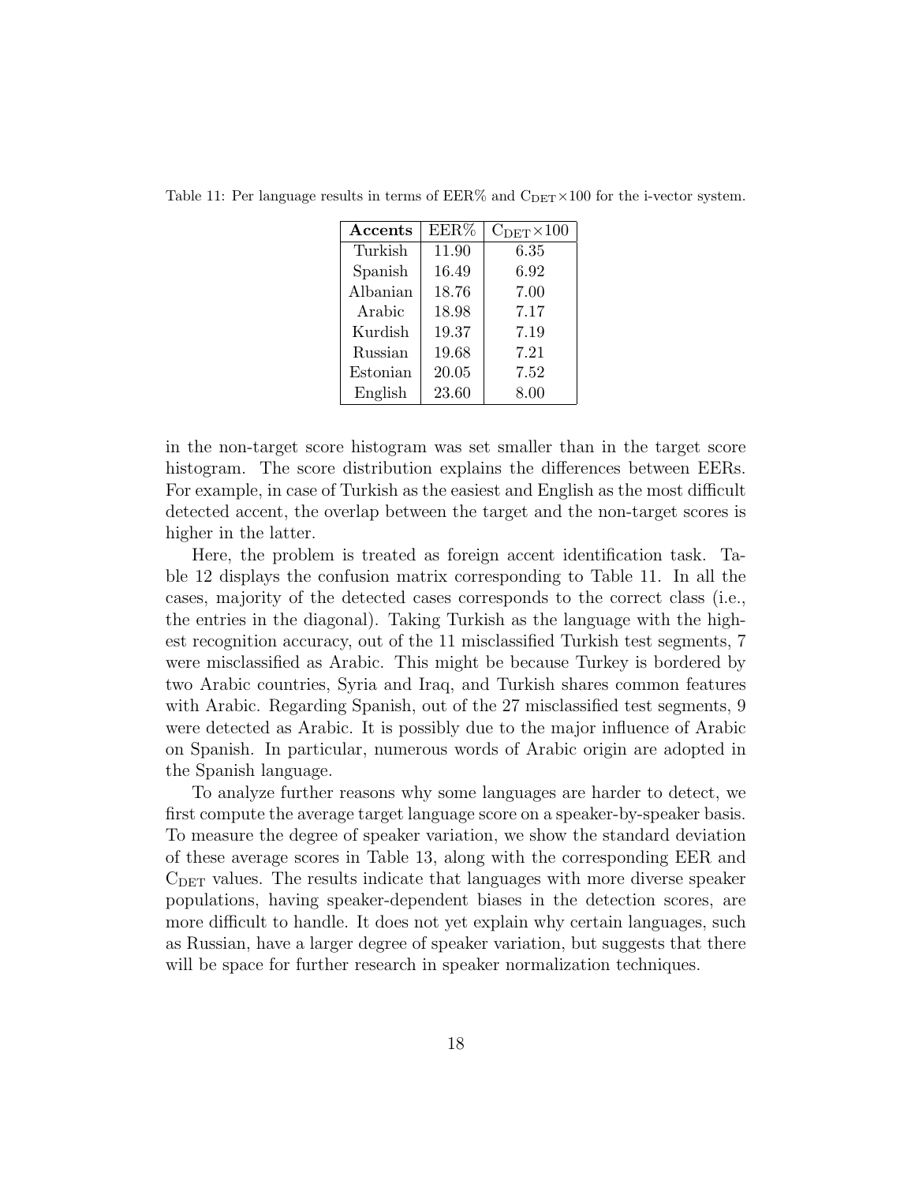Table 11: Per language results in terms of EER% and $C_{DET} \times 100$ for the i-vector system.

| **Accents** | EER% | $C_{DET} \times 100$ |
|---|---|---|
| Turkish | 11.90 | 6.35 |
| Spanish | 16.49 | 6.92 |
| Albanian | 18.76 | 7.00 |
| Arabic | 18.98 | 7.17 |
| Kurdish | 19.37 | 7.19 |
| Russian | 19.68 | 7.21 |
| Estonian | 20.05 | 7.52 |
| English | 23.60 | 8.00 |

in the non-target score histogram was set smaller than in the target score histogram. The score distribution explains the differences between EERs. For example, in case of Turkish as the easiest and English as the most difficult detected accent, the overlap between the target and the non-target scores is higher in the latter.

Here, the problem is treated as foreign accent identification task. Table 12 displays the confusion matrix corresponding to Table 11. In all the cases, majority of the detected cases corresponds to the correct class (i.e., the entries in the diagonal). Taking Turkish as the language with the highest recognition accuracy, out of the 11 misclassified Turkish test segments, 7 were misclassified as Arabic. This might be because Turkey is bordered by two Arabic countries, Syria and Iraq, and Turkish shares common features with Arabic. Regarding Spanish, out of the 27 misclassified test segments, 9 were detected as Arabic. It is possibly due to the major influence of Arabic on Spanish. In particular, numerous words of Arabic origin are adopted in the Spanish language.

To analyze further reasons why some languages are harder to detect, we first compute the average target language score on a speaker-by-speaker basis. To measure the degree of speaker variation, we show the standard deviation of these average scores in Table 13, along with the corresponding EER and $C_{DET}$ values. The results indicate that languages with more diverse speaker populations, having speaker-dependent biases in the detection scores, are more difficult to handle. It does not yet explain why certain languages, such as Russian, have a larger degree of speaker variation, but suggests that there will be space for further research in speaker normalization techniques.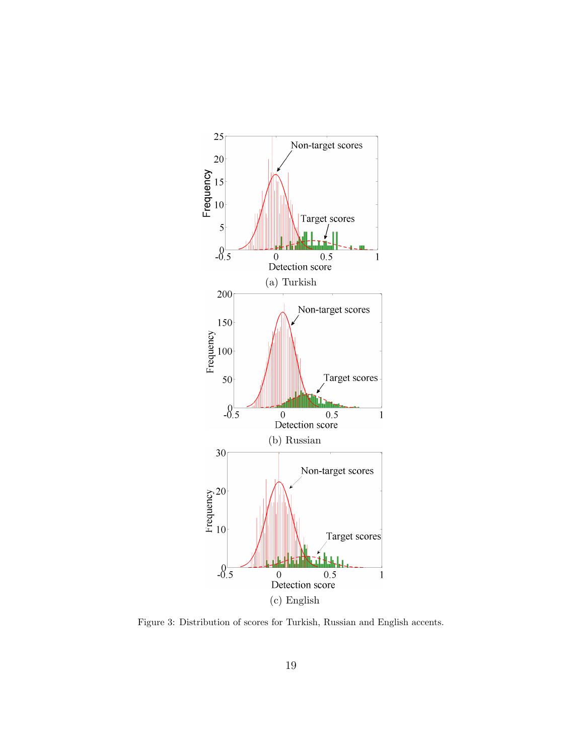(a) Turkish

(b) Russian

(c) English

Figure 3: Distribution of scores for Turkish, Russian and English accents.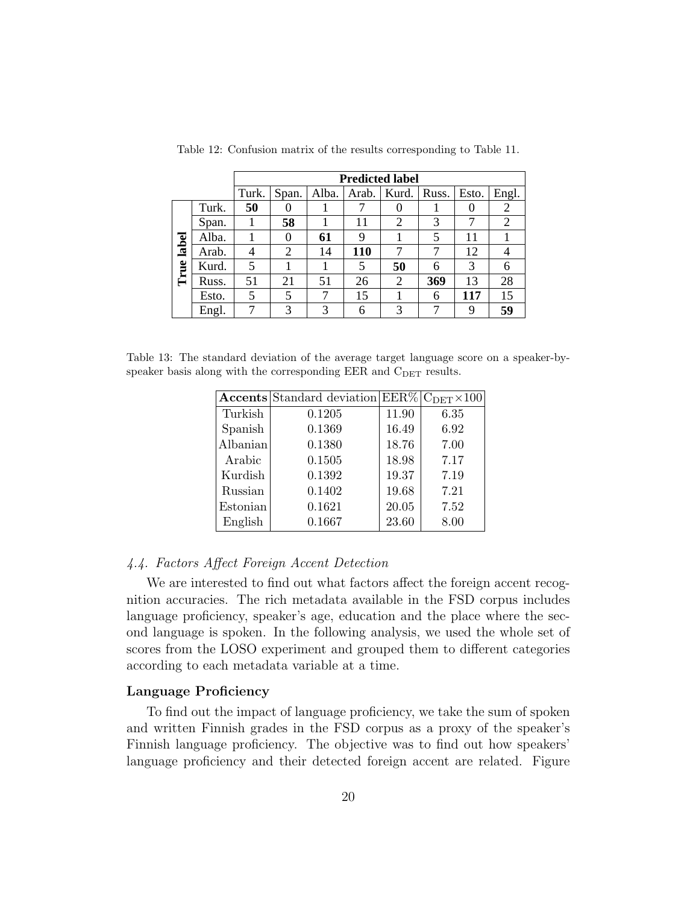Table 12: Confusion matrix of the results corresponding to Table 11.

| | | **Predicted label** | | | | | | | |
|---|---|---|---|---|---|---|---|---|---|
| | | Turk. | Span. | Alba. | Arab. | Kurd. | Russ. | Esto. | Engl. |
| **True label** | Turk. | **50** | 0 | 1 | 7 | 0 | 1 | 0 | 2 |
| | Span. | 1 | **58** | 1 | 11 | 2 | 3 | 7 | 2 |
| | Alba. | 1 | 0 | **61** | 9 | 1 | 5 | 11 | 1 |
| | Arab. | 4 | 2 | 14 | **110** | 7 | 7 | 12 | 4 |
| | Kurd. | 5 | 1 | 1 | 5 | **50** | 6 | 3 | 6 |
| | Russ. | 51 | 21 | 51 | 26 | 2 | **369** | 13 | 28 |
| | Esto. | 5 | 5 | 7 | 15 | 1 | 6 | **117** | 15 |
| | Engl. | 7 | 3 | 3 | 6 | 3 | 7 | 9 | **59** |

Table 13: The standard deviation of the average target language score on a speaker-by-speaker basis along with the corresponding EER and $C_{DET}$ results.

| **Accents** | Standard deviation | EER% | $C_{DET}\times100$ |
|---|---|---|---|
| Turkish | 0.1205 | 11.90 | 6.35 |
| Spanish | 0.1369 | 16.49 | 6.92 |
| Albanian | 0.1380 | 18.76 | 7.00 |
| Arabic | 0.1505 | 18.98 | 7.17 |
| Kurdish | 0.1392 | 19.37 | 7.19 |
| Russian | 0.1402 | 19.68 | 7.21 |
| Estonian | 0.1621 | 20.05 | 7.52 |
| English | 0.1667 | 23.60 | 8.00 |

### *4.4. Factors Affect Foreign Accent Detection*

We are interested to find out what factors affect the foreign accent recognition accuracies. The rich metadata available in the FSD corpus includes language proficiency, speaker's age, education and the place where the second language is spoken. In the following analysis, we used the whole set of scores from the LOSO experiment and grouped them to different categories according to each metadata variable at a time.

#### Language Proficiency

To find out the impact of language proficiency, we take the sum of spoken and written Finnish grades in the FSD corpus as a proxy of the speaker's Finnish language proficiency. The objective was to find out how speakers' language proficiency and their detected foreign accent are related. Figure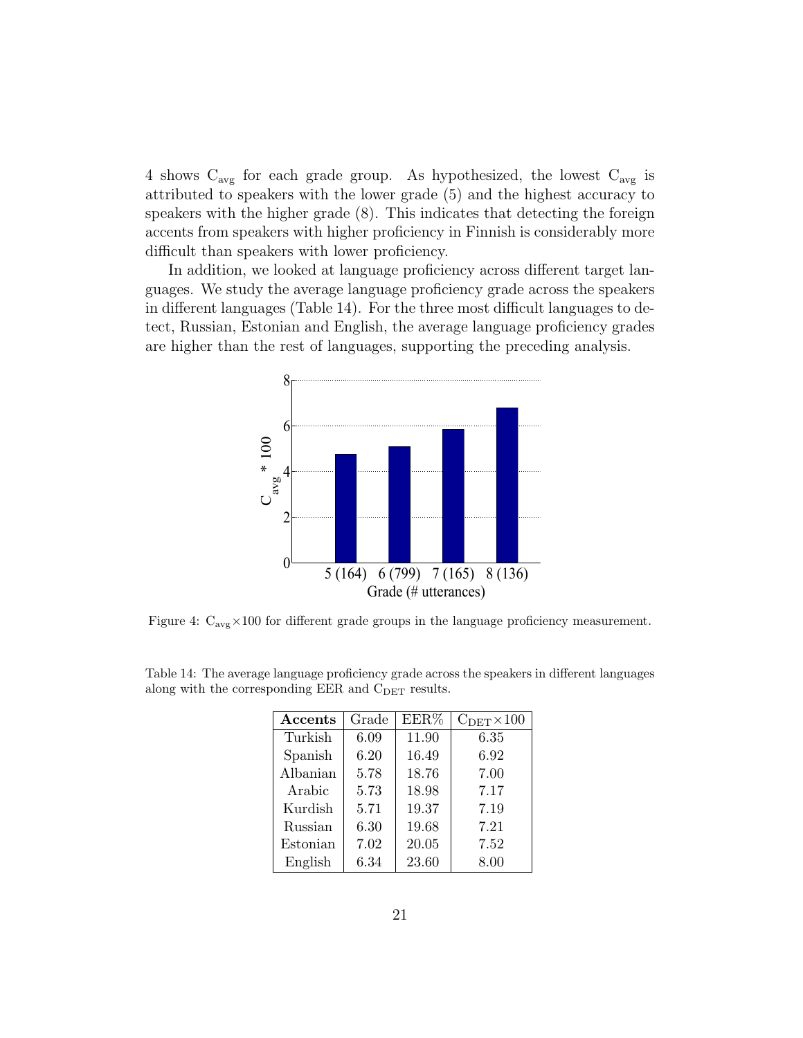4 shows $C_{avg}$ for each grade group. As hypothesized, the lowest $C_{avg}$ is attributed to speakers with the lower grade (5) and the highest accuracy to speakers with the higher grade (8). This indicates that detecting the foreign accents from speakers with higher proficiency in Finnish is considerably more difficult than speakers with lower proficiency.

In addition, we looked at language proficiency across different target languages. We study the average language proficiency grade across the speakers in different languages (Table 14). For the three most difficult languages to detect, Russian, Estonian and English, the average language proficiency grades are higher than the rest of languages, supporting the preceding analysis.

Figure 4: $C_{avg} \times 100$ for different grade groups in the language proficiency measurement.

Table 14: The average language proficiency grade across the speakers in different languages along with the corresponding EER and $C_{DET}$ results.

| **Accents** | Grade | EER% | $C_{DET} \times 100$ |
|---|---|---|---|
| Turkish | 6.09 | 11.90 | 6.35 |
| Spanish | 6.20 | 16.49 | 6.92 |
| Albanian | 5.78 | 18.76 | 7.00 |
| Arabic | 5.73 | 18.98 | 7.17 |
| Kurdish | 5.71 | 19.37 | 7.19 |
| Russian | 6.30 | 19.68 | 7.21 |
| Estonian | 7.02 | 20.05 | 7.52 |
| English | 6.34 | 23.60 | 8.00 |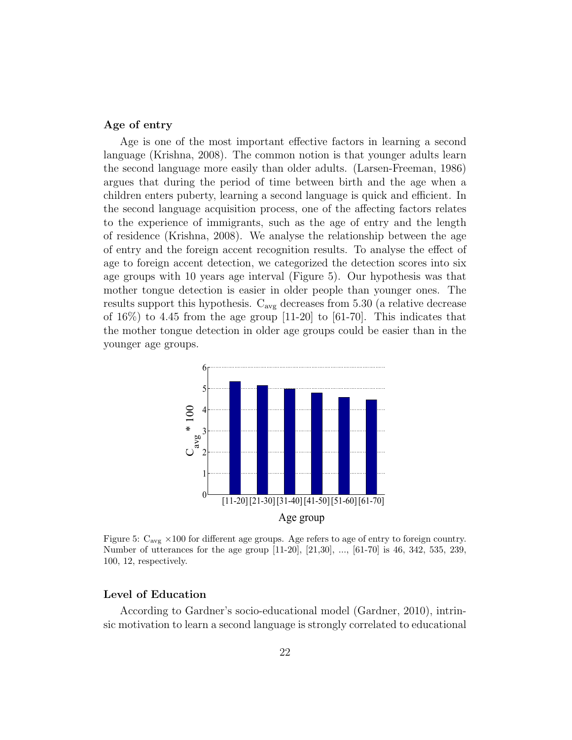### Age of entry

Age is one of the most important effective factors in learning a second language (Krishna, 2008). The common notion is that younger adults learn the second language more easily than older adults. (Larsen-Freeman, 1986) argues that during the period of time between birth and the age when a children enters puberty, learning a second language is quick and efficient. In the second language acquisition process, one of the affecting factors relates to the experience of immigrants, such as the age of entry and the length of residence (Krishna, 2008). We analyse the relationship between the age of entry and the foreign accent recognition results. To analyse the effect of age to foreign accent detection, we categorized the detection scores into six age groups with 10 years age interval (Figure 5). Our hypothesis was that mother tongue detection is easier in older people than younger ones. The results support this hypothesis. $C_{avg}$ decreases from 5.30 (a relative decrease of 16%) to 4.45 from the age group [11-20] to [61-70]. This indicates that the mother tongue detection in older age groups could be easier than in the younger age groups.

Figure 5: $C_{avg}$ ×100 for different age groups. Age refers to age of entry to foreign country. Number of utterances for the age group [11-20], [21,30], ..., [61-70] is 46, 342, 535, 239, 100, 12, respectively.

### Level of Education

According to Gardner's socio-educational model (Gardner, 2010), intrinsic motivation to learn a second language is strongly correlated to educational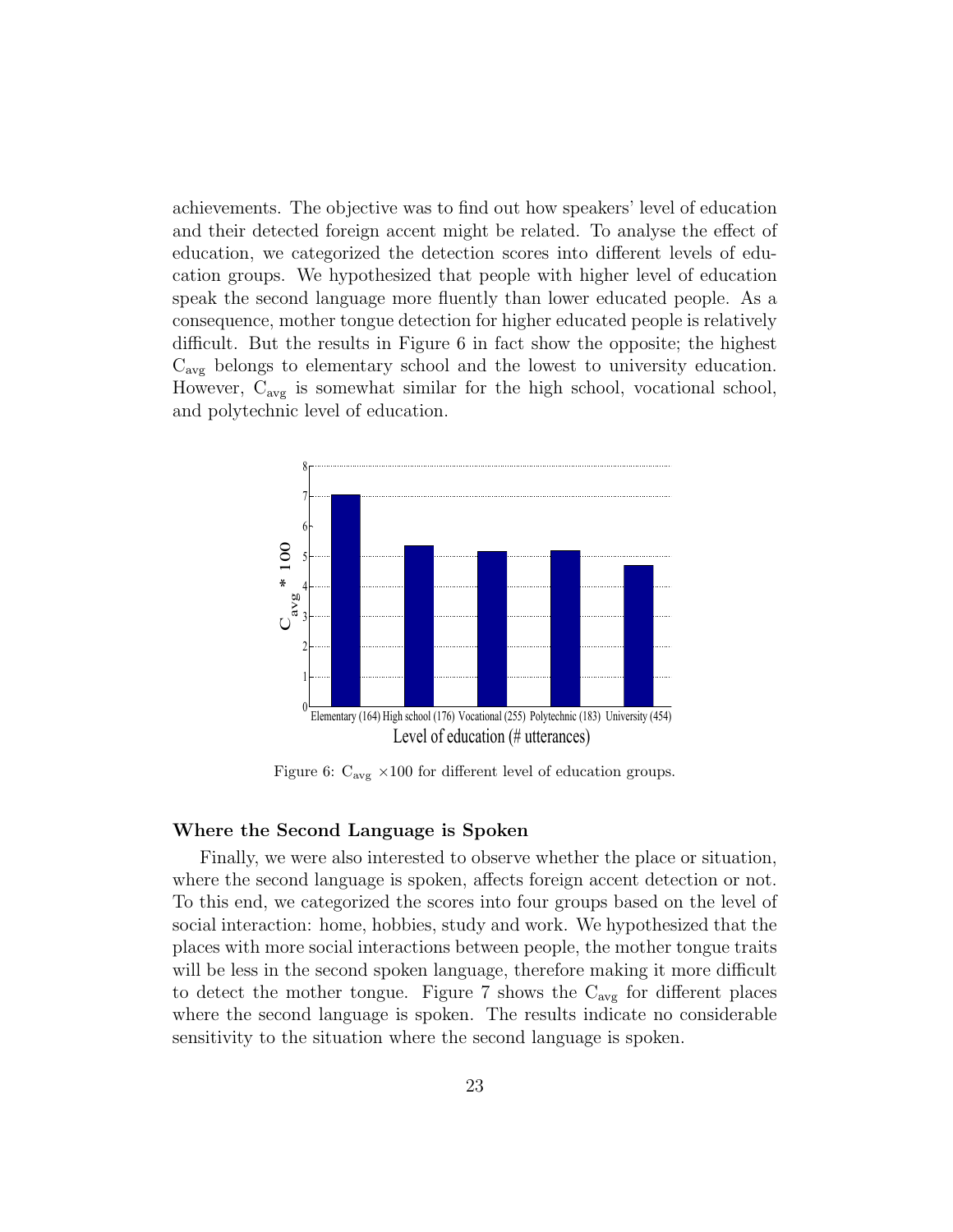achievements. The objective was to find out how speakers' level of education and their detected foreign accent might be related. To analyse the effect of education, we categorized the detection scores into different levels of education groups. We hypothesized that people with higher level of education speak the second language more fluently than lower educated people. As a consequence, mother tongue detection for higher educated people is relatively difficult. But the results in Figure 6 in fact show the opposite; the highest $C_{avg}$ belongs to elementary school and the lowest to university education. However, $C_{avg}$ is somewhat similar for the high school, vocational school, and polytechnic level of education.

Figure 6: $C_{avg}$ ×100 for different level of education groups.

### Where the Second Language is Spoken

Finally, we were also interested to observe whether the place or situation, where the second language is spoken, affects foreign accent detection or not. To this end, we categorized the scores into four groups based on the level of social interaction: home, hobbies, study and work. We hypothesized that the places with more social interactions between people, the mother tongue traits will be less in the second spoken language, therefore making it more difficult to detect the mother tongue. Figure 7 shows the $C_{avg}$ for different places where the second language is spoken. The results indicate no considerable sensitivity to the situation where the second language is spoken.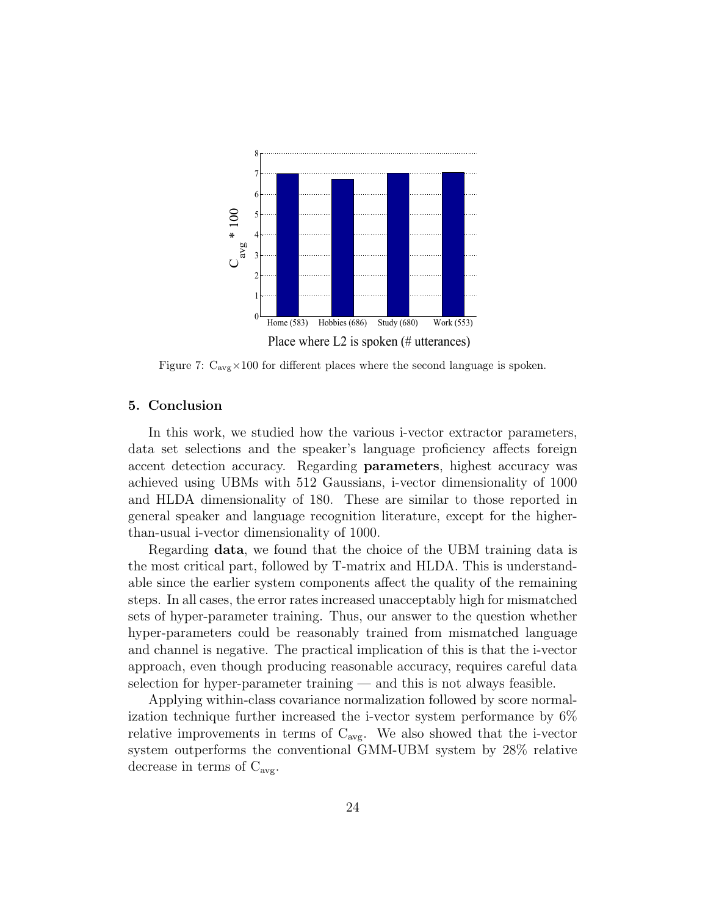Figure 7: $C_{avg} \times 100$ for different places where the second language is spoken.

## 5. Conclusion

In this work, we studied how the various i-vector extractor parameters, data set selections and the speaker's language proficiency affects foreign accent detection accuracy. Regarding **parameters**, highest accuracy was achieved using UBMs with 512 Gaussians, i-vector dimensionality of 1000 and HLDA dimensionality of 180. These are similar to those reported in general speaker and language recognition literature, except for the higher-than-usual i-vector dimensionality of 1000.

Regarding **data**, we found that the choice of the UBM training data is the most critical part, followed by T-matrix and HLDA. This is understandable since the earlier system components affect the quality of the remaining steps. In all cases, the error rates increased unacceptably high for mismatched sets of hyper-parameter training. Thus, our answer to the question whether hyper-parameters could be reasonably trained from mismatched language and channel is negative. The practical implication of this is that the i-vector approach, even though producing reasonable accuracy, requires careful data selection for hyper-parameter training — and this is not always feasible.

Applying within-class covariance normalization followed by score normalization technique further increased the i-vector system performance by 6% relative improvements in terms of $C_{avg}$. We also showed that the i-vector system outperforms the conventional GMM-UBM system by 28% relative decrease in terms of $C_{avg}$.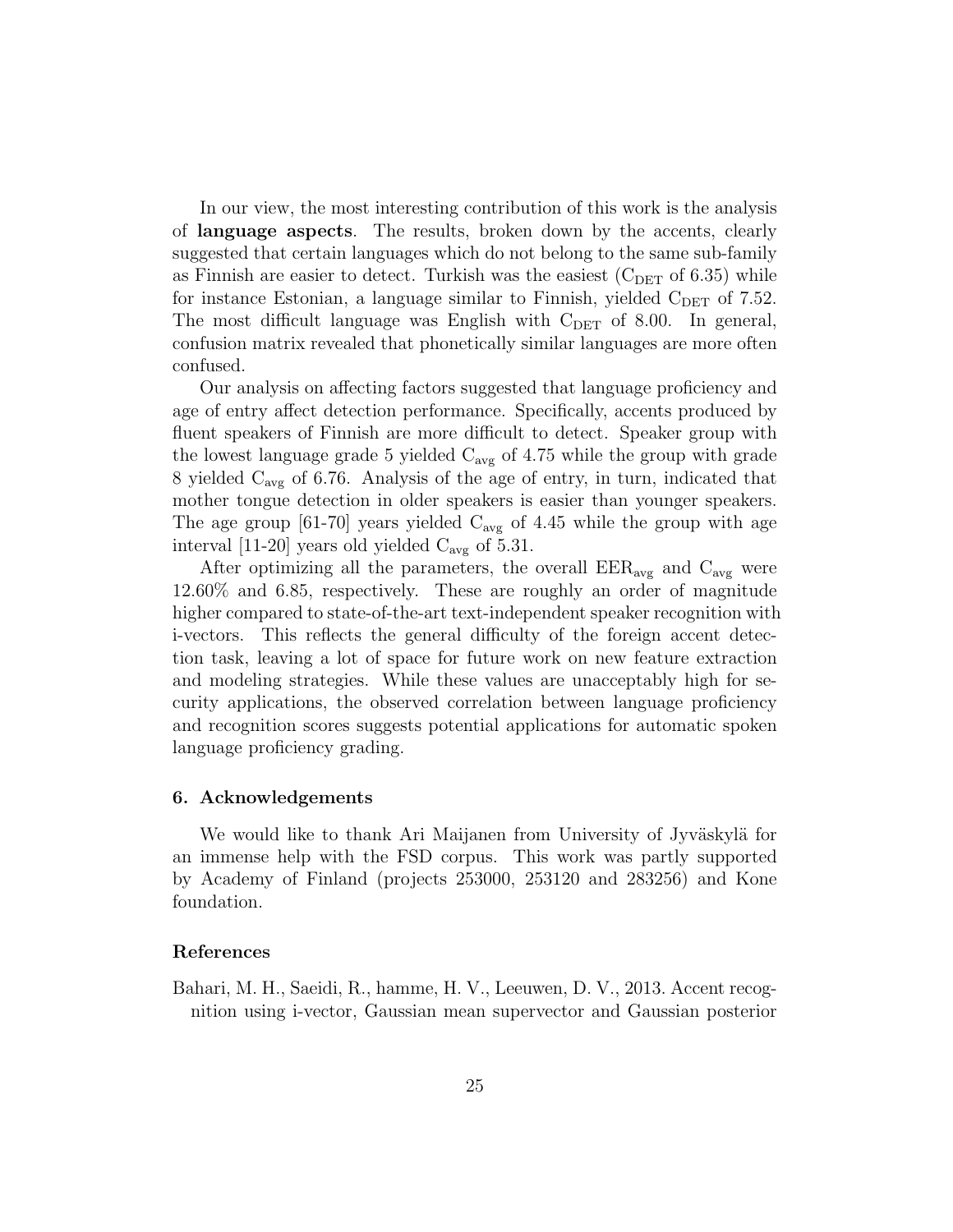In our view, the most interesting contribution of this work is the analysis of **language aspects**. The results, broken down by the accents, clearly suggested that certain languages which do not belong to the same sub-family as Finnish are easier to detect. Turkish was the easiest ($C_{DET}$ of 6.35) while for instance Estonian, a language similar to Finnish, yielded $C_{DET}$ of 7.52. The most difficult language was English with $C_{DET}$ of 8.00. In general, confusion matrix revealed that phonetically similar languages are more often confused.

Our analysis on affecting factors suggested that language proficiency and age of entry affect detection performance. Specifically, accents produced by fluent speakers of Finnish are more difficult to detect. Speaker group with the lowest language grade 5 yielded $C_{avg}$ of 4.75 while the group with grade 8 yielded $C_{avg}$ of 6.76. Analysis of the age of entry, in turn, indicated that mother tongue detection in older speakers is easier than younger speakers. The age group [61-70] years yielded $C_{avg}$ of 4.45 while the group with age interval [11-20] years old yielded $C_{avg}$ of 5.31.

After optimizing all the parameters, the overall $EER_{avg}$ and $C_{avg}$ were 12.60% and 6.85, respectively. These are roughly an order of magnitude higher compared to state-of-the-art text-independent speaker recognition with i-vectors. This reflects the general difficulty of the foreign accent detection task, leaving a lot of space for future work on new feature extraction and modeling strategies. While these values are unacceptably high for security applications, the observed correlation between language proficiency and recognition scores suggests potential applications for automatic spoken language proficiency grading.

### 6. Acknowledgements

We would like to thank Ari Maijanen from University of Jyväskylä for an immense help with the FSD corpus. This work was partly supported by Academy of Finland (projects 253000, 253120 and 283256) and Kone foundation.

### References

Bahari, M. H., Saeidi, R., hamme, H. V., Leeuwen, D. V., 2013. Accent recognition using i-vector, Gaussian mean supervector and Gaussian posterior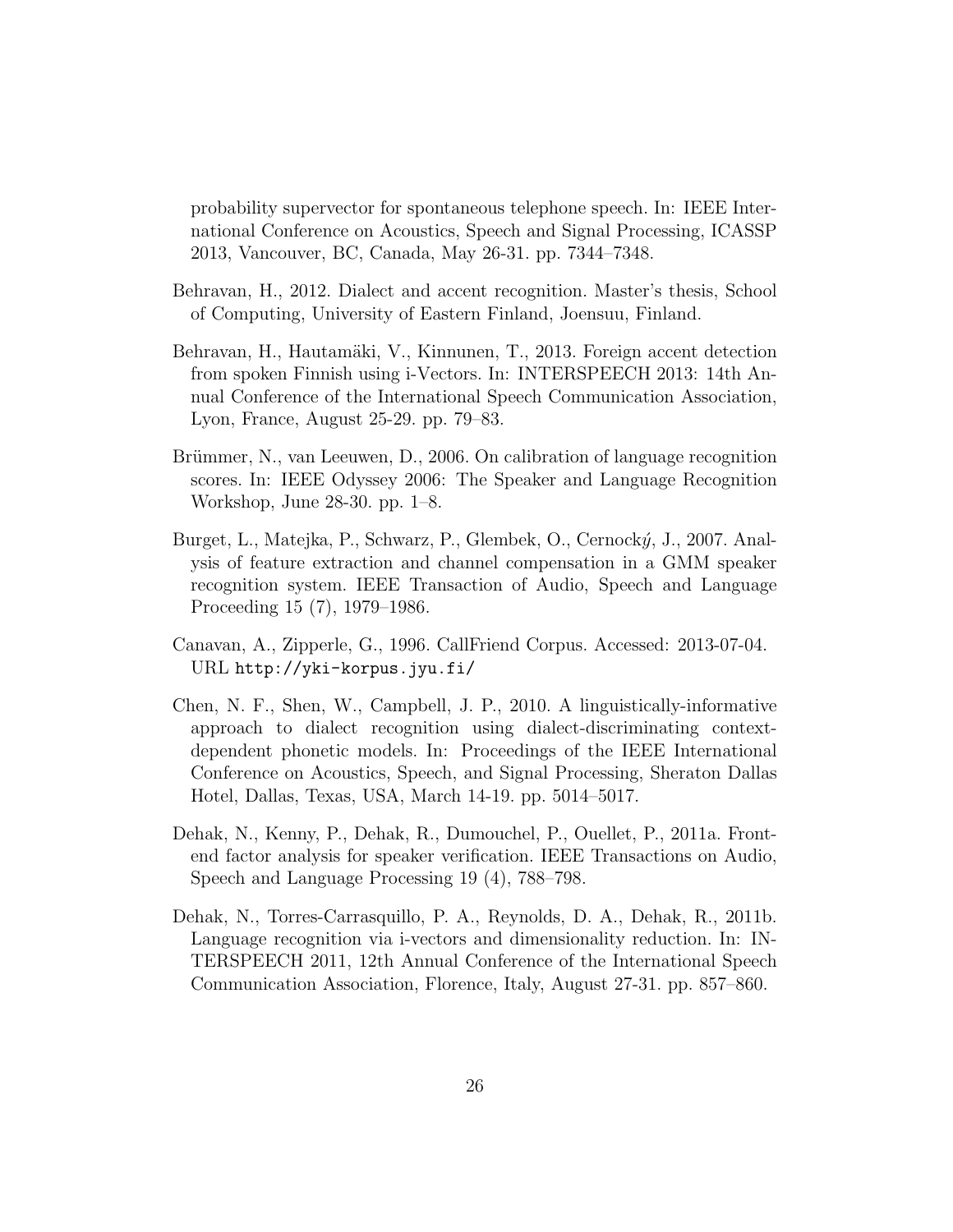probability supervector for spontaneous telephone speech. In: IEEE International Conference on Acoustics, Speech and Signal Processing, ICASSP 2013, Vancouver, BC, Canada, May 26-31. pp. 7344–7348.

Behravan, H., 2012. Dialect and accent recognition. Master's thesis, School of Computing, University of Eastern Finland, Joensuu, Finland.

Behravan, H., Hautamäki, V., Kinnunen, T., 2013. Foreign accent detection from spoken Finnish using i-Vectors. In: INTERSPEECH 2013: 14th Annual Conference of the International Speech Communication Association, Lyon, France, August 25-29. pp. 79–83.

Brümmer, N., van Leeuwen, D., 2006. On calibration of language recognition scores. In: IEEE Odyssey 2006: The Speaker and Language Recognition Workshop, June 28-30. pp. 1–8.

Burget, L., Matejka, P., Schwarz, P., Glembek, O., Cernocký, J., 2007. Analysis of feature extraction and channel compensation in a GMM speaker recognition system. IEEE Transaction of Audio, Speech and Language Proceeding 15 (7), 1979–1986.

Canavan, A., Zipperle, G., 1996. CallFriend Corpus. Accessed: 2013-07-04. URL `http://yki-korpus.jyu.fi/`

Chen, N. F., Shen, W., Campbell, J. P., 2010. A linguistically-informative approach to dialect recognition using dialect-discriminating context-dependent phonetic models. In: Proceedings of the IEEE International Conference on Acoustics, Speech, and Signal Processing, Sheraton Dallas Hotel, Dallas, Texas, USA, March 14-19. pp. 5014–5017.

Dehak, N., Kenny, P., Dehak, R., Dumouchel, P., Ouellet, P., 2011a. Front-end factor analysis for speaker verification. IEEE Transactions on Audio, Speech and Language Processing 19 (4), 788–798.

Dehak, N., Torres-Carrasquillo, P. A., Reynolds, D. A., Dehak, R., 2011b. Language recognition via i-vectors and dimensionality reduction. In: INTERSPEECH 2011, 12th Annual Conference of the International Speech Communication Association, Florence, Italy, August 27-31. pp. 857–860.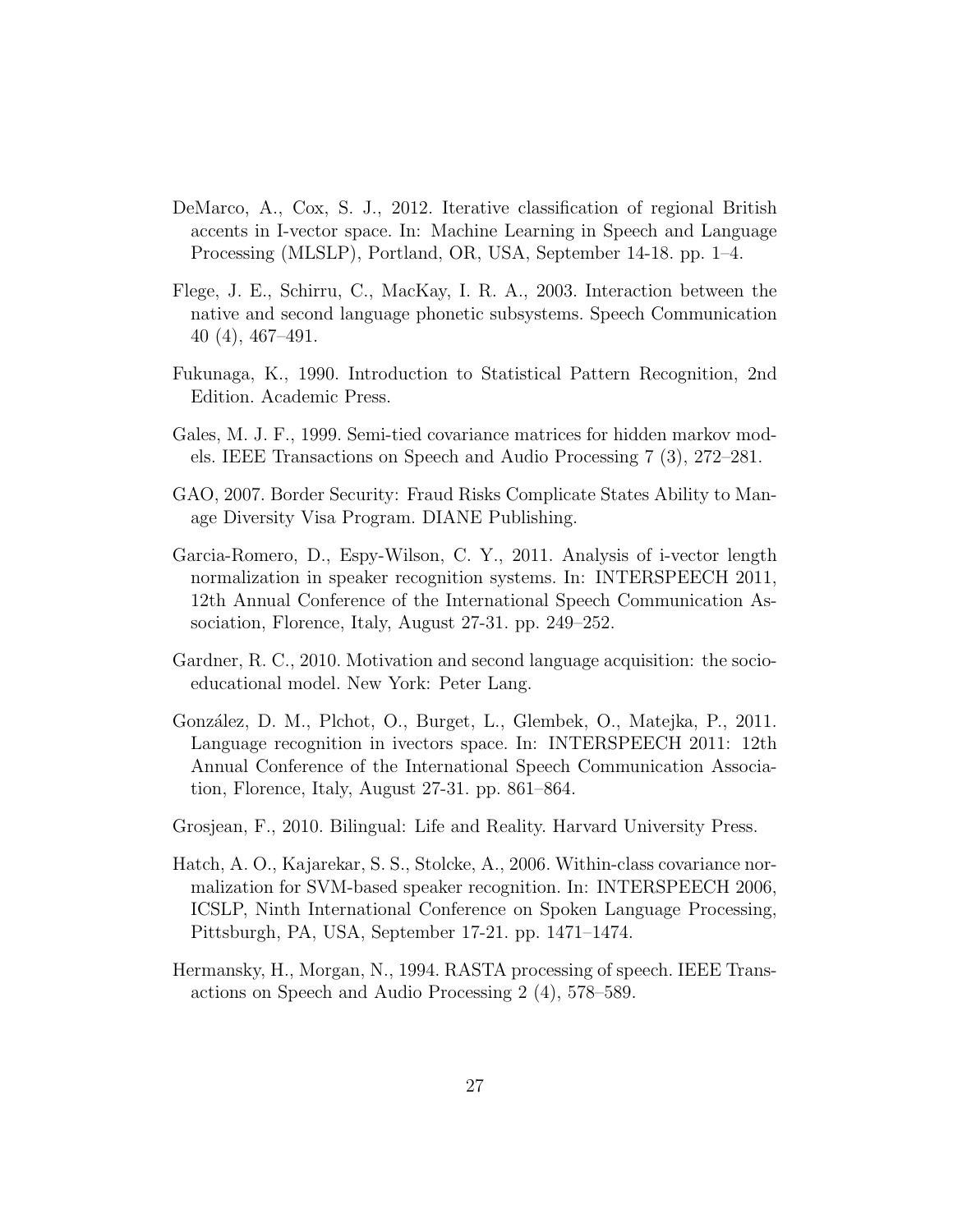DeMarco, A., Cox, S. J., 2012. Iterative classification of regional British accents in I-vector space. In: Machine Learning in Speech and Language Processing (MLSLP), Portland, OR, USA, September 14-18. pp. 1–4.

Flege, J. E., Schirru, C., MacKay, I. R. A., 2003. Interaction between the native and second language phonetic subsystems. Speech Communication 40 (4), 467–491.

Fukunaga, K., 1990. Introduction to Statistical Pattern Recognition, 2nd Edition. Academic Press.

Gales, M. J. F., 1999. Semi-tied covariance matrices for hidden markov models. IEEE Transactions on Speech and Audio Processing 7 (3), 272–281.

GAO, 2007. Border Security: Fraud Risks Complicate States Ability to Manage Diversity Visa Program. DIANE Publishing.

Garcia-Romero, D., Espy-Wilson, C. Y., 2011. Analysis of i-vector length normalization in speaker recognition systems. In: INTERSPEECH 2011, 12th Annual Conference of the International Speech Communication Association, Florence, Italy, August 27-31. pp. 249–252.

Gardner, R. C., 2010. Motivation and second language acquisition: the socio-educational model. New York: Peter Lang.

González, D. M., Plchot, O., Burget, L., Glembek, O., Matejka, P., 2011. Language recognition in ivectors space. In: INTERSPEECH 2011: 12th Annual Conference of the International Speech Communication Association, Florence, Italy, August 27-31. pp. 861–864.

Grosjean, F., 2010. Bilingual: Life and Reality. Harvard University Press.

Hatch, A. O., Kajarekar, S. S., Stolcke, A., 2006. Within-class covariance normalization for SVM-based speaker recognition. In: INTERSPEECH 2006, ICSLP, Ninth International Conference on Spoken Language Processing, Pittsburgh, PA, USA, September 17-21. pp. 1471–1474.

Hermansky, H., Morgan, N., 1994. RASTA processing of speech. IEEE Transactions on Speech and Audio Processing 2 (4), 578–589.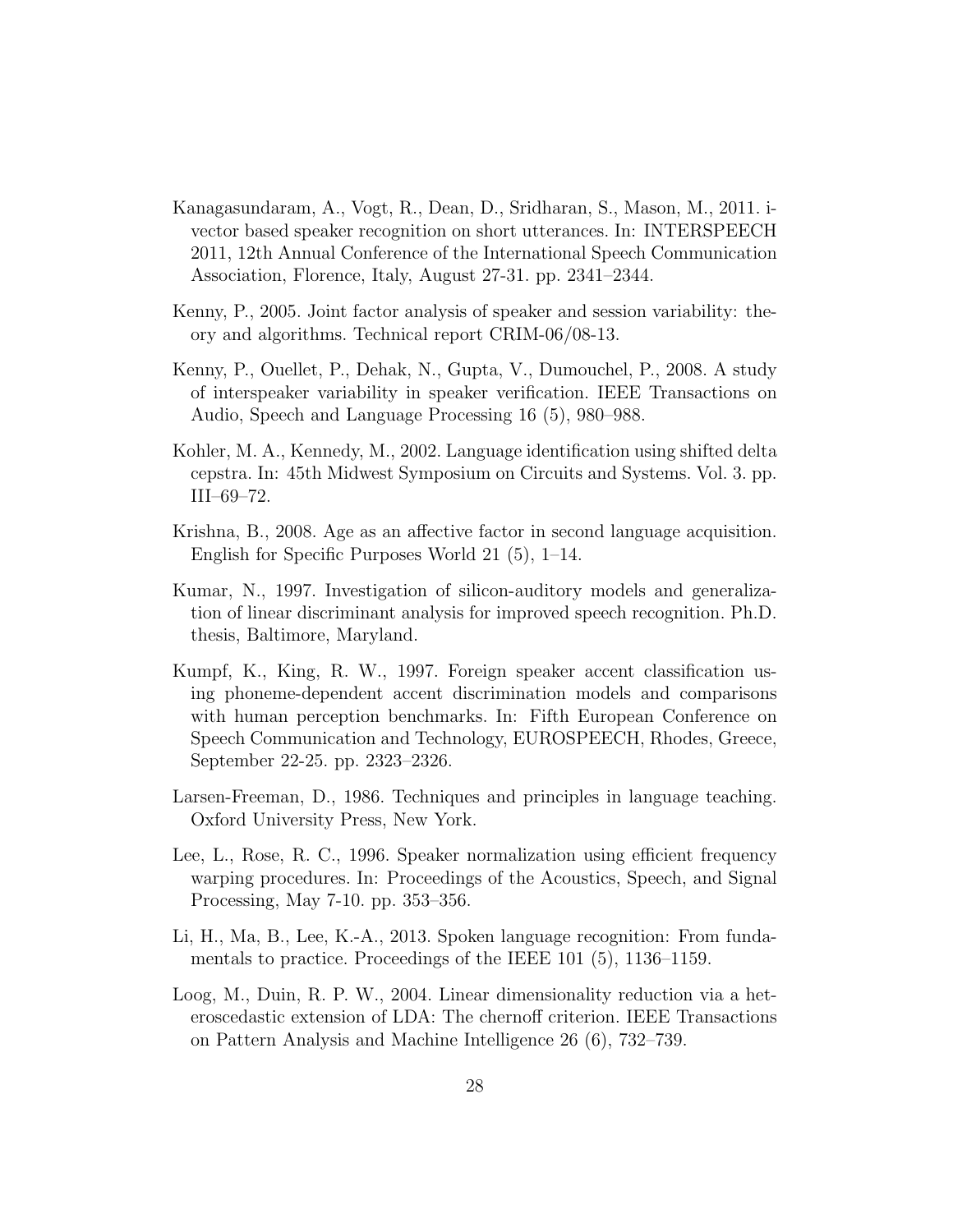Kanagasundaram, A., Vogt, R., Dean, D., Sridharan, S., Mason, M., 2011. i-vector based speaker recognition on short utterances. In: INTERSPEECH 2011, 12th Annual Conference of the International Speech Communication Association, Florence, Italy, August 27-31. pp. 2341–2344.

Kenny, P., 2005. Joint factor analysis of speaker and session variability: theory and algorithms. Technical report CRIM-06/08-13.

Kenny, P., Ouellet, P., Dehak, N., Gupta, V., Dumouchel, P., 2008. A study of interspeaker variability in speaker verification. IEEE Transactions on Audio, Speech and Language Processing 16 (5), 980–988.

Kohler, M. A., Kennedy, M., 2002. Language identification using shifted delta cepstra. In: 45th Midwest Symposium on Circuits and Systems. Vol. 3. pp. III–69–72.

Krishna, B., 2008. Age as an affective factor in second language acquisition. English for Specific Purposes World 21 (5), 1–14.

Kumar, N., 1997. Investigation of silicon-auditory models and generalization of linear discriminant analysis for improved speech recognition. Ph.D. thesis, Baltimore, Maryland.

Kumpf, K., King, R. W., 1997. Foreign speaker accent classification using phoneme-dependent accent discrimination models and comparisons with human perception benchmarks. In: Fifth European Conference on Speech Communication and Technology, EUROSPEECH, Rhodes, Greece, September 22-25. pp. 2323–2326.

Larsen-Freeman, D., 1986. Techniques and principles in language teaching. Oxford University Press, New York.

Lee, L., Rose, R. C., 1996. Speaker normalization using efficient frequency warping procedures. In: Proceedings of the Acoustics, Speech, and Signal Processing, May 7-10. pp. 353–356.

Li, H., Ma, B., Lee, K.-A., 2013. Spoken language recognition: From fundamentals to practice. Proceedings of the IEEE 101 (5), 1136–1159.

Loog, M., Duin, R. P. W., 2004. Linear dimensionality reduction via a heteroscedastic extension of LDA: The chernoff criterion. IEEE Transactions on Pattern Analysis and Machine Intelligence 26 (6), 732–739.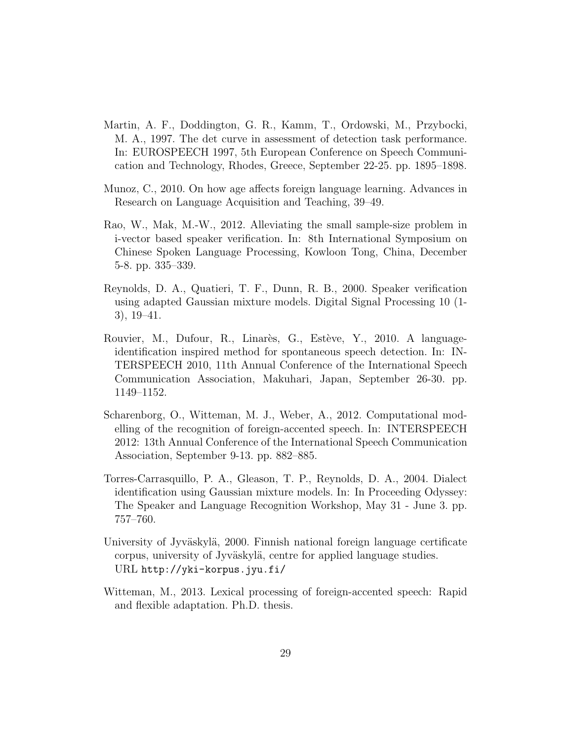Martin, A. F., Doddington, G. R., Kamm, T., Ordowski, M., Przybocki, M. A., 1997. The det curve in assessment of detection task performance. In: EUROSPEECH 1997, 5th European Conference on Speech Communication and Technology, Rhodes, Greece, September 22-25. pp. 1895–1898.

Munoz, C., 2010. On how age affects foreign language learning. Advances in Research on Language Acquisition and Teaching, 39–49.

Rao, W., Mak, M.-W., 2012. Alleviating the small sample-size problem in i-vector based speaker verification. In: 8th International Symposium on Chinese Spoken Language Processing, Kowloon Tong, China, December 5-8. pp. 335–339.

Reynolds, D. A., Quatieri, T. F., Dunn, R. B., 2000. Speaker verification using adapted Gaussian mixture models. Digital Signal Processing 10 (1-3), 19–41.

Rouvier, M., Dufour, R., Linarès, G., Estève, Y., 2010. A language-identification inspired method for spontaneous speech detection. In: INTERSPEECH 2010, 11th Annual Conference of the International Speech Communication Association, Makuhari, Japan, September 26-30. pp. 1149–1152.

Scharenborg, O., Witteman, M. J., Weber, A., 2012. Computational modelling of the recognition of foreign-accented speech. In: INTERSPEECH 2012: 13th Annual Conference of the International Speech Communication Association, September 9-13. pp. 882–885.

Torres-Carrasquillo, P. A., Gleason, T. P., Reynolds, D. A., 2004. Dialect identification using Gaussian mixture models. In: In Proceeding Odyssey: The Speaker and Language Recognition Workshop, May 31 - June 3. pp. 757–760.

University of Jyväskylä, 2000. Finnish national foreign language certificate corpus, university of Jyväskylä, centre for applied language studies. URL `http://yki-korpus.jyu.fi/`

Witteman, M., 2013. Lexical processing of foreign-accented speech: Rapid and flexible adaptation. Ph.D. thesis.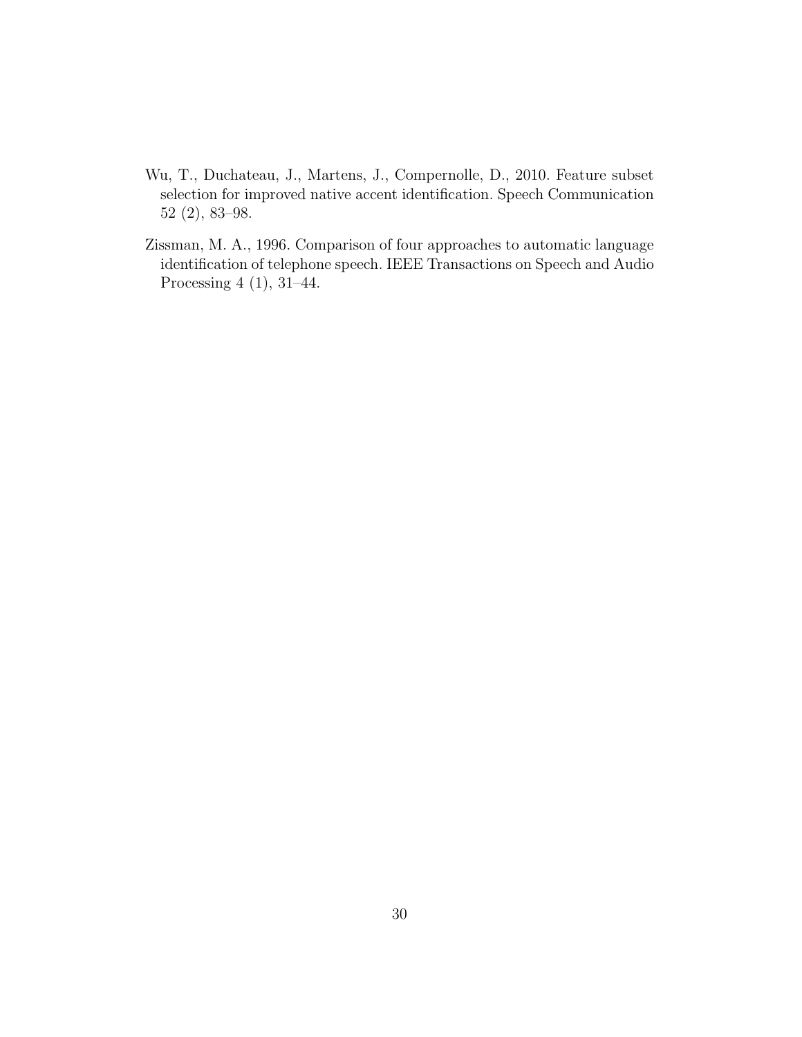Wu, T., Duchateau, J., Martens, J., Compernolle, D., 2010. Feature subset selection for improved native accent identification. Speech Communication 52 (2), 83–98.

Zissman, M. A., 1996. Comparison of four approaches to automatic language identification of telephone speech. IEEE Transactions on Speech and Audio Processing 4 (1), 31–44.